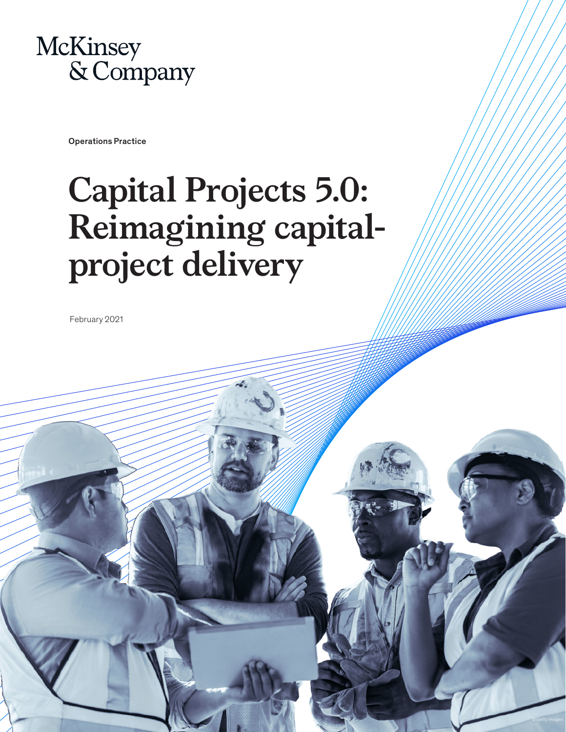McKinsey & Company

Operations Practice

# Capital Projects 5.0: Reimagining capital-project delivery

February 2021

© Getty Images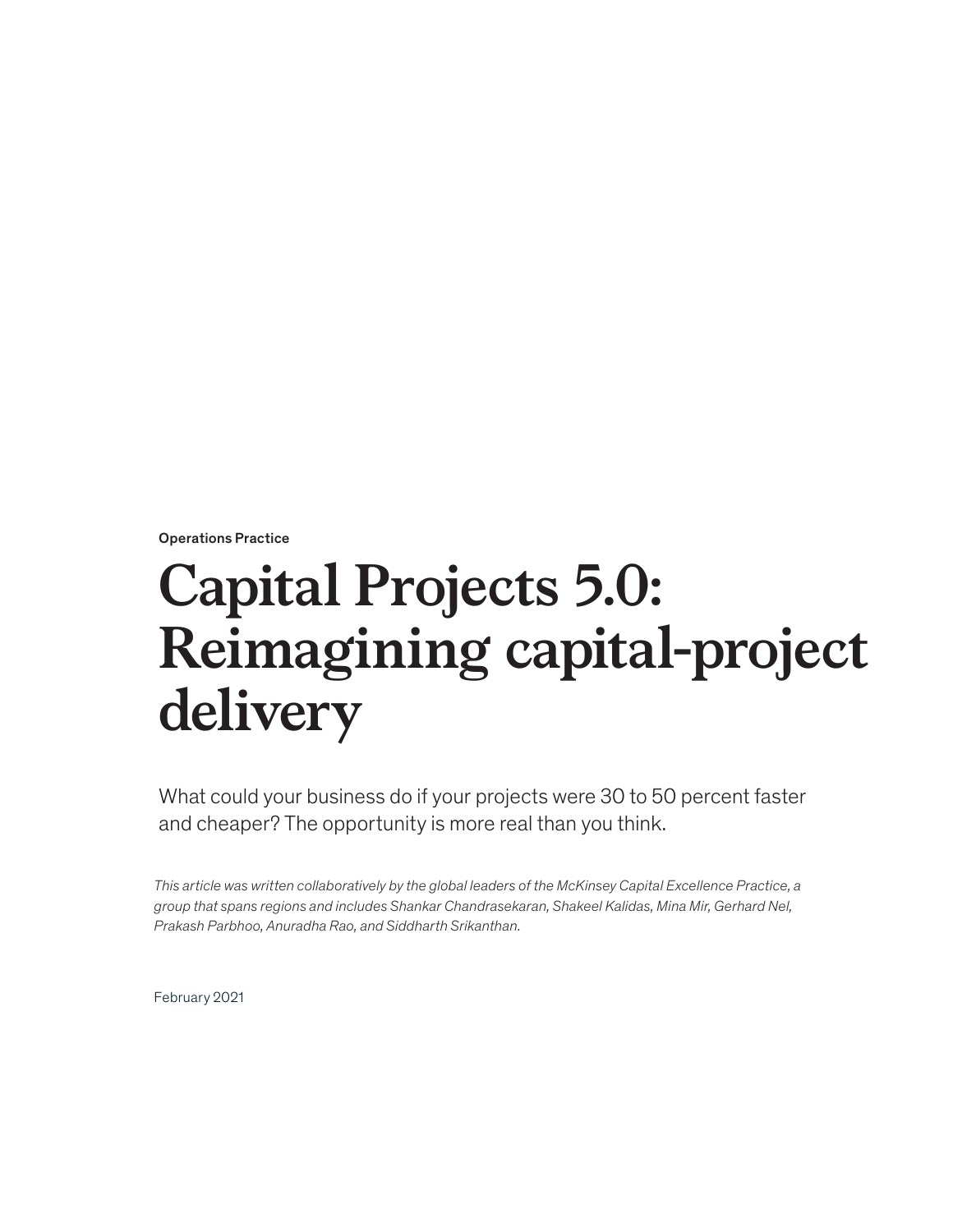Operations Practice

# Capital Projects 5.0: Reimagining capital-project delivery

What could your business do if your projects were 30 to 50 percent faster and cheaper? The opportunity is more real than you think.

*This article was written collaboratively by the global leaders of the McKinsey Capital Excellence Practice, a group that spans regions and includes Shankar Chandrasekaran, Shakeel Kalidas, Mina Mir, Gerhard Nel, Prakash Parbhoo, Anuradha Rao, and Siddharth Srikanthan.*

February 2021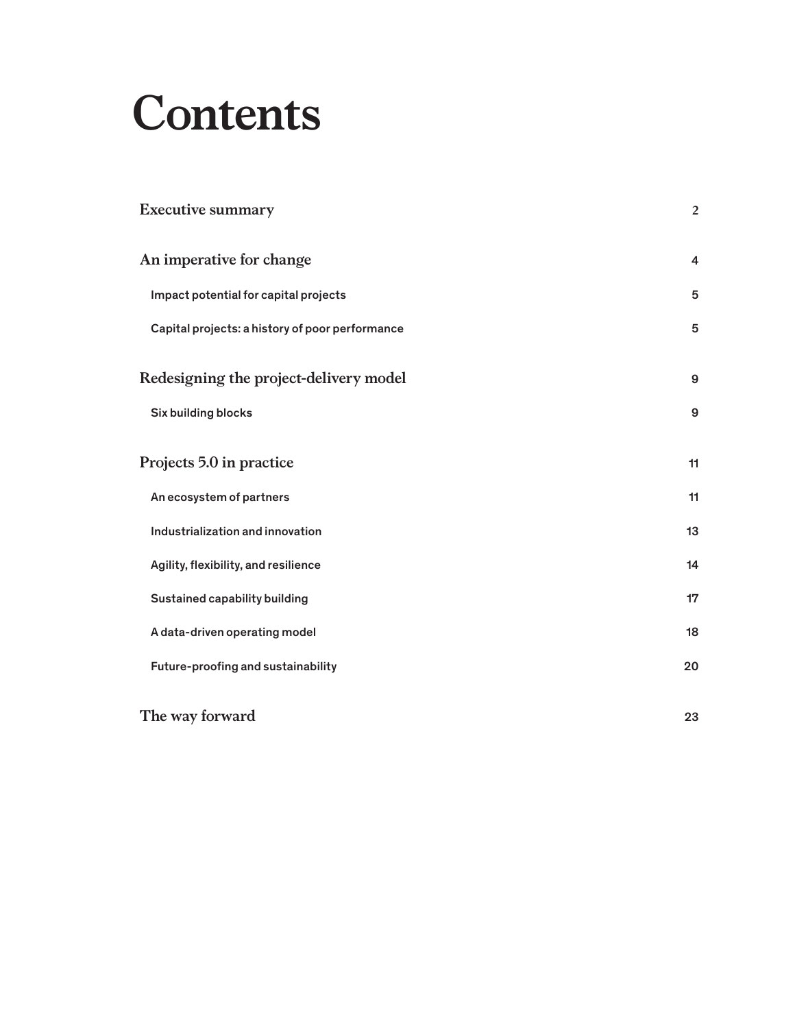# Contents

| | |
|---|---|
| **Executive summary** | 2 |
| **An imperative for change** | 4 |
| Impact potential for capital projects | 5 |
| Capital projects: a history of poor performance | 5 |
| **Redesigning the project-delivery model** | 9 |
| Six building blocks | 9 |
| **Projects 5.0 in practice** | 11 |
| An ecosystem of partners | 11 |
| Industrialization and innovation | 13 |
| Agility, flexibility, and resilience | 14 |
| Sustained capability building | 17 |
| A data-driven operating model | 18 |
| Future-proofing and sustainability | 20 |
| **The way forward** | 23 |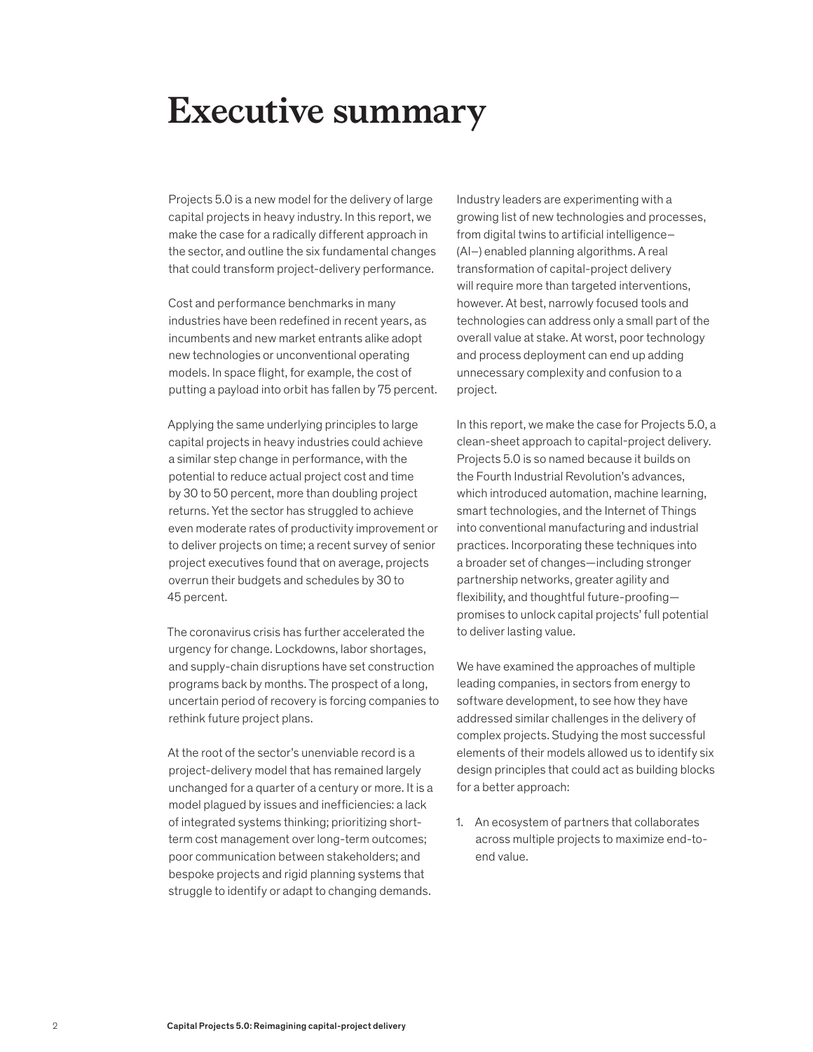# Executive summary

Projects 5.0 is a new model for the delivery of large capital projects in heavy industry. In this report, we make the case for a radically different approach in the sector, and outline the six fundamental changes that could transform project-delivery performance.

Cost and performance benchmarks in many industries have been redefined in recent years, as incumbents and new market entrants alike adopt new technologies or unconventional operating models. In space flight, for example, the cost of putting a payload into orbit has fallen by 75 percent.

Applying the same underlying principles to large capital projects in heavy industries could achieve a similar step change in performance, with the potential to reduce actual project cost and time by 30 to 50 percent, more than doubling project returns. Yet the sector has struggled to achieve even moderate rates of productivity improvement or to deliver projects on time; a recent survey of senior project executives found that on average, projects overrun their budgets and schedules by 30 to 45 percent.

The coronavirus crisis has further accelerated the urgency for change. Lockdowns, labor shortages, and supply-chain disruptions have set construction programs back by months. The prospect of a long, uncertain period of recovery is forcing companies to rethink future project plans.

At the root of the sector's unenviable record is a project-delivery model that has remained largely unchanged for a quarter of a century or more. It is a model plagued by issues and inefficiencies: a lack of integrated systems thinking; prioritizing short-term cost management over long-term outcomes; poor communication between stakeholders; and bespoke projects and rigid planning systems that struggle to identify or adapt to changing demands.

Industry leaders are experimenting with a growing list of new technologies and processes, from digital twins to artificial intelligence–(AI–) enabled planning algorithms. A real transformation of capital-project delivery will require more than targeted interventions, however. At best, narrowly focused tools and technologies can address only a small part of the overall value at stake. At worst, poor technology and process deployment can end up adding unnecessary complexity and confusion to a project.

In this report, we make the case for Projects 5.0, a clean-sheet approach to capital-project delivery. Projects 5.0 is so named because it builds on the Fourth Industrial Revolution's advances, which introduced automation, machine learning, smart technologies, and the Internet of Things into conventional manufacturing and industrial practices. Incorporating these techniques into a broader set of changes—including stronger partnership networks, greater agility and flexibility, and thoughtful future-proofing—promises to unlock capital projects' full potential to deliver lasting value.

We have examined the approaches of multiple leading companies, in sectors from energy to software development, to see how they have addressed similar challenges in the delivery of complex projects. Studying the most successful elements of their models allowed us to identify six design principles that could act as building blocks for a better approach:

1. An ecosystem of partners that collaborates across multiple projects to maximize end-to-end value.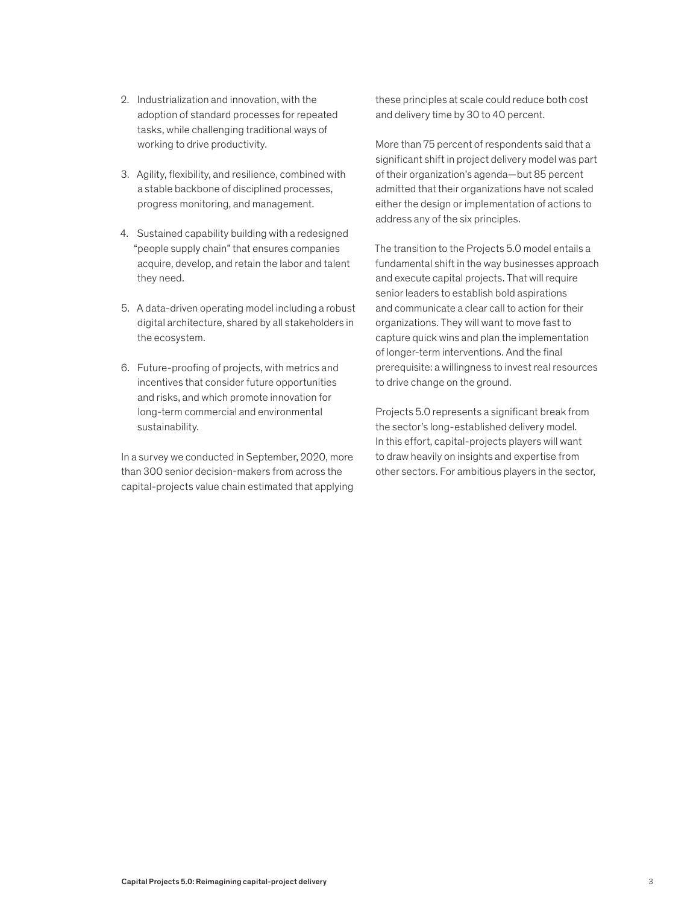2. Industrialization and innovation, with the adoption of standard processes for repeated tasks, while challenging traditional ways of working to drive productivity.

3. Agility, flexibility, and resilience, combined with a stable backbone of disciplined processes, progress monitoring, and management.

4. Sustained capability building with a redesigned "people supply chain" that ensures companies acquire, develop, and retain the labor and talent they need.

5. A data-driven operating model including a robust digital architecture, shared by all stakeholders in the ecosystem.

6. Future-proofing of projects, with metrics and incentives that consider future opportunities and risks, and which promote innovation for long-term commercial and environmental sustainability.

In a survey we conducted in September, 2020, more than 300 senior decision-makers from across the capital-projects value chain estimated that applying these principles at scale could reduce both cost and delivery time by 30 to 40 percent.

More than 75 percent of respondents said that a significant shift in project delivery model was part of their organization's agenda—but 85 percent admitted that their organizations have not scaled either the design or implementation of actions to address any of the six principles.

The transition to the Projects 5.0 model entails a fundamental shift in the way businesses approach and execute capital projects. That will require senior leaders to establish bold aspirations and communicate a clear call to action for their organizations. They will want to move fast to capture quick wins and plan the implementation of longer-term interventions. And the final prerequisite: a willingness to invest real resources to drive change on the ground.

Projects 5.0 represents a significant break from the sector's long-established delivery model. In this effort, capital-projects players will want to draw heavily on insights and expertise from other sectors. For ambitious players in the sector,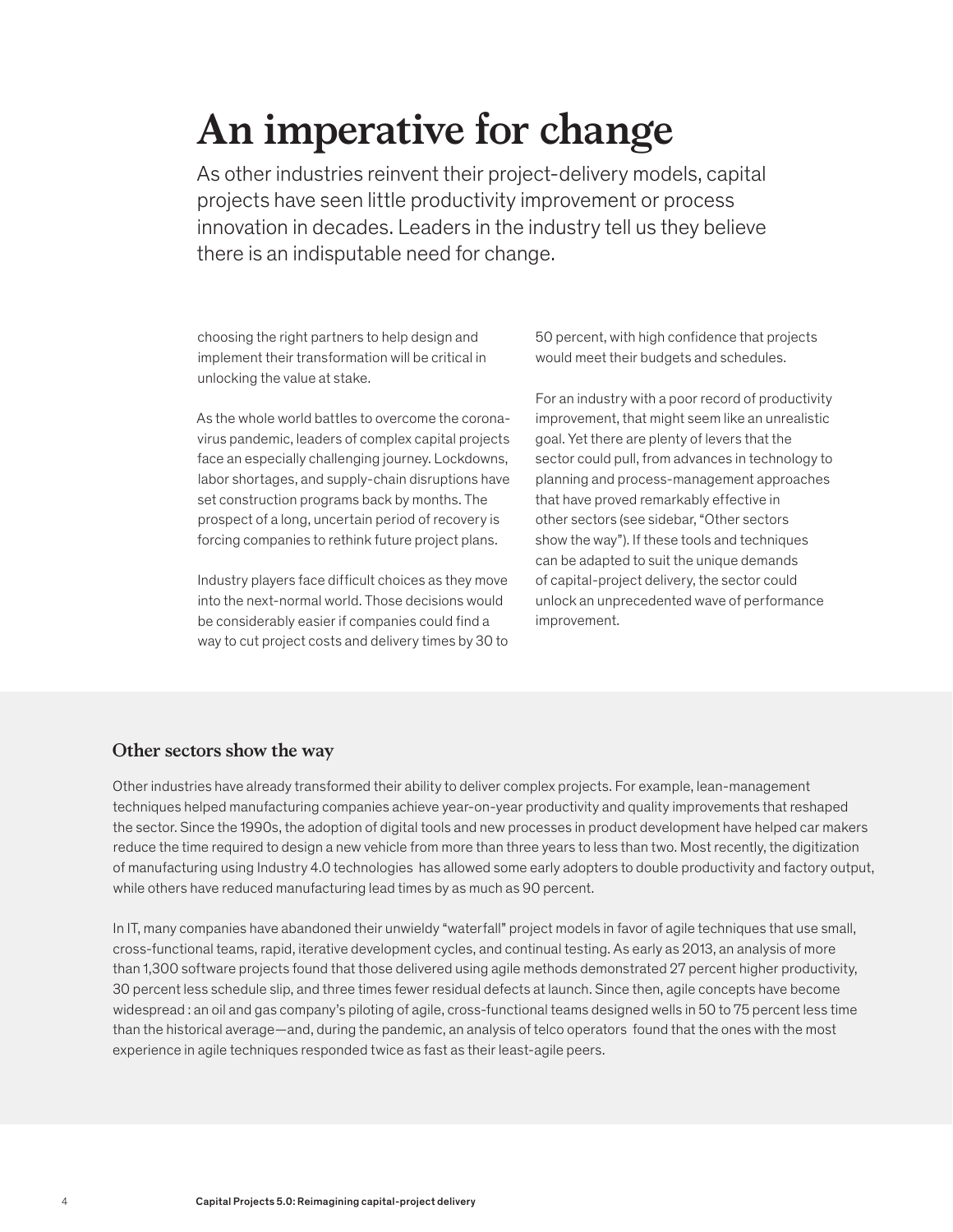# An imperative for change

As other industries reinvent their project-delivery models, capital projects have seen little productivity improvement or process innovation in decades. Leaders in the industry tell us they believe there is an indisputable need for change.

choosing the right partners to help design and implement their transformation will be critical in unlocking the value at stake.

As the whole world battles to overcome the coronavirus pandemic, leaders of complex capital projects face an especially challenging journey. Lockdowns, labor shortages, and supply-chain disruptions have set construction programs back by months. The prospect of a long, uncertain period of recovery is forcing companies to rethink future project plans.

Industry players face difficult choices as they move into the next-normal world. Those decisions would be considerably easier if companies could find a way to cut project costs and delivery times by 30 to 50 percent, with high confidence that projects would meet their budgets and schedules.

For an industry with a poor record of productivity improvement, that might seem like an unrealistic goal. Yet there are plenty of levers that the sector could pull, from advances in technology to planning and process-management approaches that have proved remarkably effective in other sectors (see sidebar, "Other sectors show the way"). If these tools and techniques can be adapted to suit the unique demands of capital-project delivery, the sector could unlock an unprecedented wave of performance improvement.

### Other sectors show the way

Other industries have already transformed their ability to deliver complex projects. For example, lean-management techniques helped manufacturing companies achieve year-on-year productivity and quality improvements that reshaped the sector. Since the 1990s, the adoption of digital tools and new processes in product development have helped car makers reduce the time required to design a new vehicle from more than three years to less than two. Most recently, the digitization of manufacturing using Industry 4.0 technologies has allowed some early adopters to double productivity and factory output, while others have reduced manufacturing lead times by as much as 90 percent.

In IT, many companies have abandoned their unwieldy "waterfall" project models in favor of agile techniques that use small, cross-functional teams, rapid, iterative development cycles, and continual testing. As early as 2013, an analysis of more than 1,300 software projects found that those delivered using agile methods demonstrated 27 percent higher productivity, 30 percent less schedule slip, and three times fewer residual defects at launch. Since then, agile concepts have become widespread : an oil and gas company's piloting of agile, cross-functional teams designed wells in 50 to 75 percent less time than the historical average—and, during the pandemic, an analysis of telco operators found that the ones with the most experience in agile techniques responded twice as fast as their least-agile peers.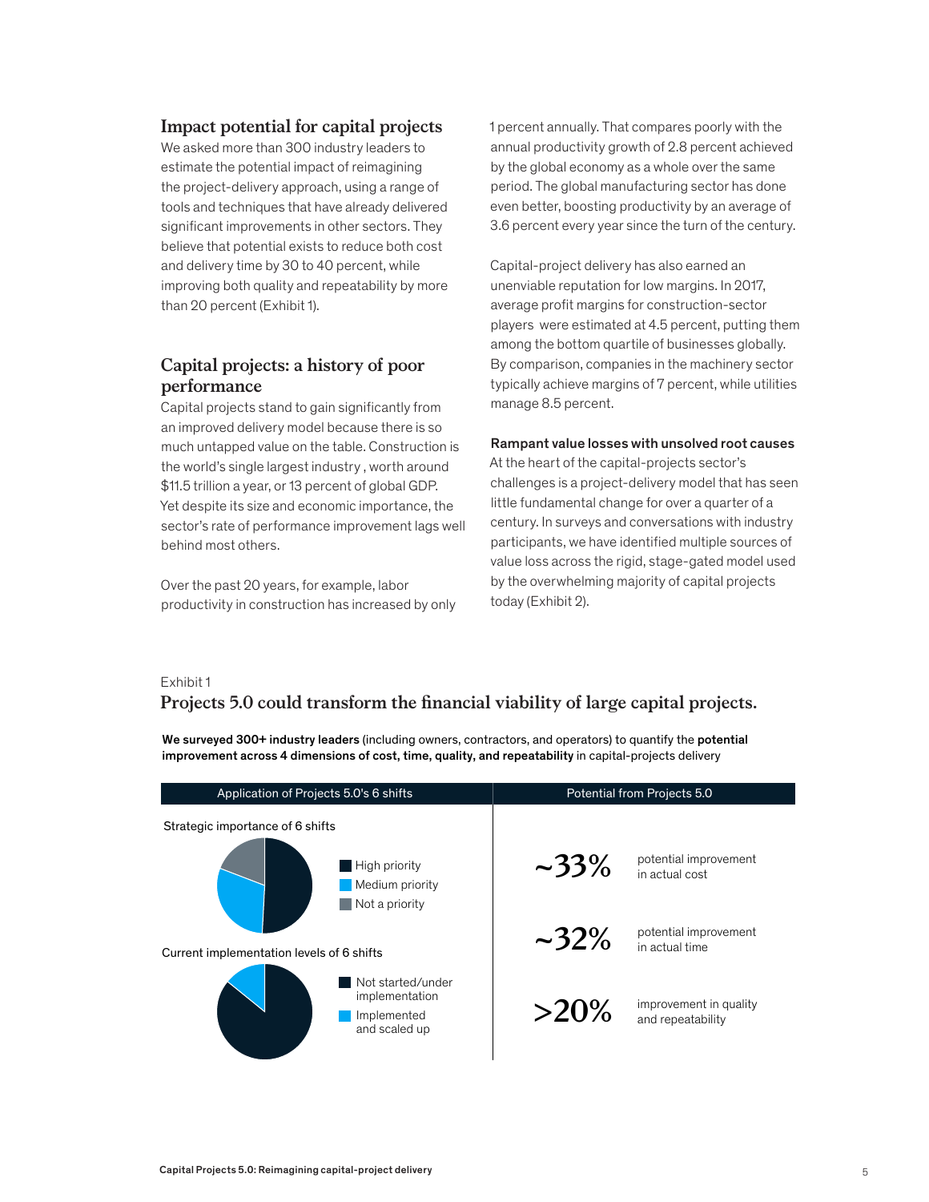## Impact potential for capital projects

We asked more than 300 industry leaders to estimate the potential impact of reimagining the project-delivery approach, using a range of tools and techniques that have already delivered significant improvements in other sectors. They believe that potential exists to reduce both cost and delivery time by 30 to 40 percent, while improving both quality and repeatability by more than 20 percent (Exhibit 1).

## Capital projects: a history of poor performance

Capital projects stand to gain significantly from an improved delivery model because there is so much untapped value on the table. Construction is the world's single largest industry , worth around $11.5 trillion a year, or 13 percent of global GDP. Yet despite its size and economic importance, the sector's rate of performance improvement lags well behind most others.

Over the past 20 years, for example, labor productivity in construction has increased by only 1 percent annually. That compares poorly with the annual productivity growth of 2.8 percent achieved by the global economy as a whole over the same period. The global manufacturing sector has done even better, boosting productivity by an average of 3.6 percent every year since the turn of the century.

Capital-project delivery has also earned an unenviable reputation for low margins. In 2017, average profit margins for construction-sector players were estimated at 4.5 percent, putting them among the bottom quartile of businesses globally. By comparison, companies in the machinery sector typically achieve margins of 7 percent, while utilities manage 8.5 percent.

**Rampant value losses with unsolved root causes**

At the heart of the capital-projects sector's challenges is a project-delivery model that has seen little fundamental change for over a quarter of a century. In surveys and conversations with industry participants, we have identified multiple sources of value loss across the rigid, stage-gated model used by the overwhelming majority of capital projects today (Exhibit 2).

Exhibit 1

### Projects 5.0 could transform the financial viability of large capital projects.

**We surveyed 300+ industry leaders** (including owners, contractors, and operators) to quantify the **potential improvement across 4 dimensions of cost, time, quality, and repeatability** in capital-projects delivery

**Application of Projects 5.0's 6 shifts**

Strategic importance of 6 shifts

- High priority
- Medium priority
- Not a priority

Current implementation levels of 6 shifts

- Not started/under implementation
- Implemented and scaled up

**Potential from Projects 5.0**

- **~33%** potential improvement in actual cost
- **~32%** potential improvement in actual time
- **>20%** improvement in quality and repeatability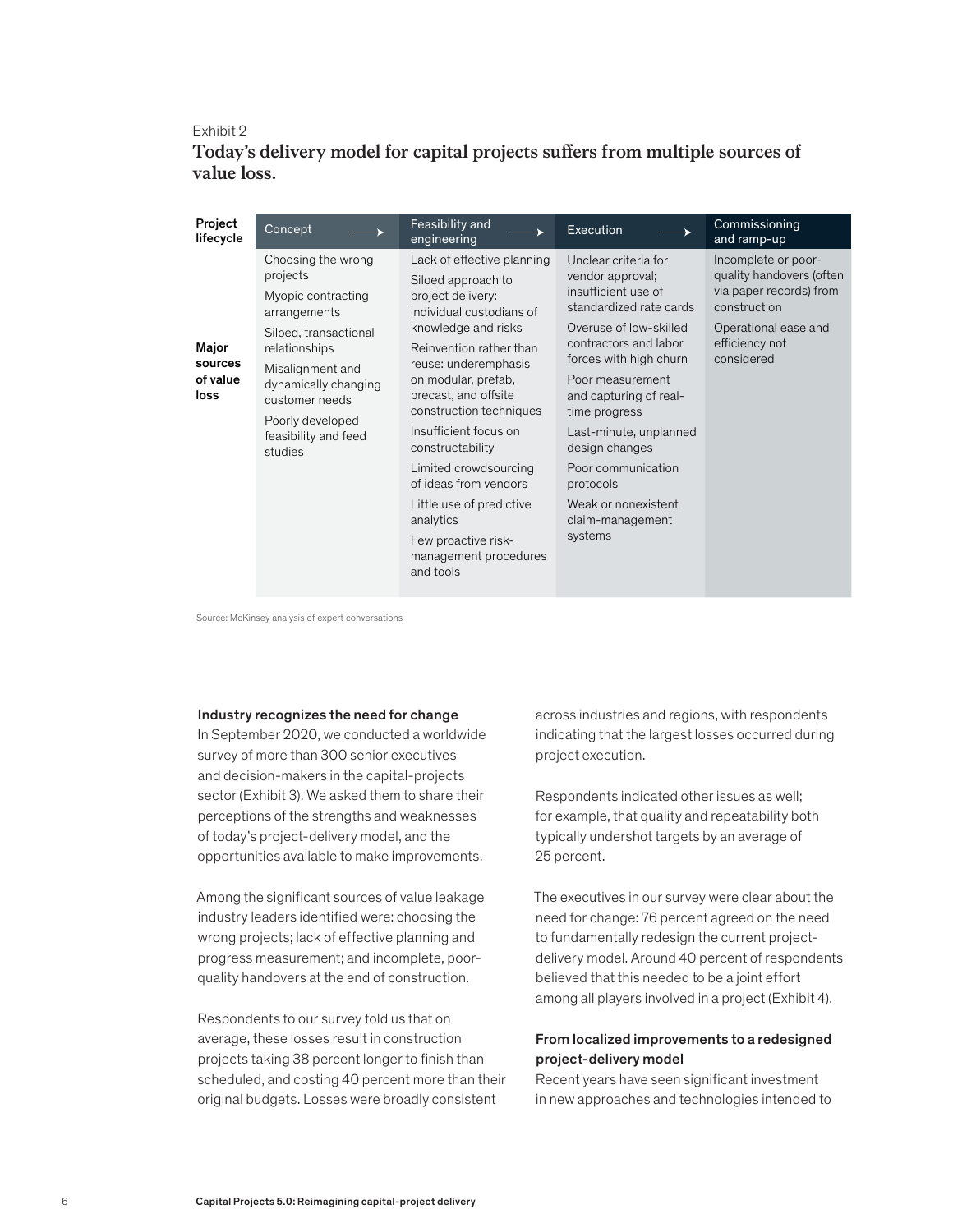Exhibit 2

**Today's delivery model for capital projects suffers from multiple sources of value loss.**

| Project lifecycle | Concept | Feasibility and engineering | Execution | Commissioning and ramp-up |
|---|---|---|---|---|
| Major sources of value loss | Choosing the wrong projects<br>Myopic contracting arrangements<br>Siloed, transactional relationships<br>Misalignment and dynamically changing customer needs<br>Poorly developed feasibility and feed studies | Lack of effective planning<br>Siloed approach to project delivery: individual custodians of knowledge and risks<br>Reinvention rather than reuse: underemphasis on modular, prefab, precast, and offsite construction techniques<br>Insufficient focus on constructability<br>Limited crowdsourcing of ideas from vendors<br>Little use of predictive analytics<br>Few proactive risk-management procedures and tools | Unclear criteria for vendor approval; insufficient use of standardized rate cards<br>Overuse of low-skilled contractors and labor forces with high churn<br>Poor measurement and capturing of real-time progress<br>Last-minute, unplanned design changes<br>Poor communication protocols<br>Weak or nonexistent claim-management systems | Incomplete or poor-quality handovers (often via paper records) from construction<br>Operational ease and efficiency not considered |

Source: McKinsey analysis of expert conversations

### Industry recognizes the need for change

In September 2020, we conducted a worldwide survey of more than 300 senior executives and decision-makers in the capital-projects sector (Exhibit 3). We asked them to share their perceptions of the strengths and weaknesses of today's project-delivery model, and the opportunities available to make improvements.

Among the significant sources of value leakage industry leaders identified were: choosing the wrong projects; lack of effective planning and progress measurement; and incomplete, poor-quality handovers at the end of construction.

Respondents to our survey told us that on average, these losses result in construction projects taking 38 percent longer to finish than scheduled, and costing 40 percent more than their original budgets. Losses were broadly consistent across industries and regions, with respondents indicating that the largest losses occurred during project execution.

Respondents indicated other issues as well; for example, that quality and repeatability both typically undershot targets by an average of 25 percent.

The executives in our survey were clear about the need for change: 76 percent agreed on the need to fundamentally redesign the current project-delivery model. Around 40 percent of respondents believed that this needed to be a joint effort among all players involved in a project (Exhibit 4).

### From localized improvements to a redesigned project-delivery model

Recent years have seen significant investment in new approaches and technologies intended to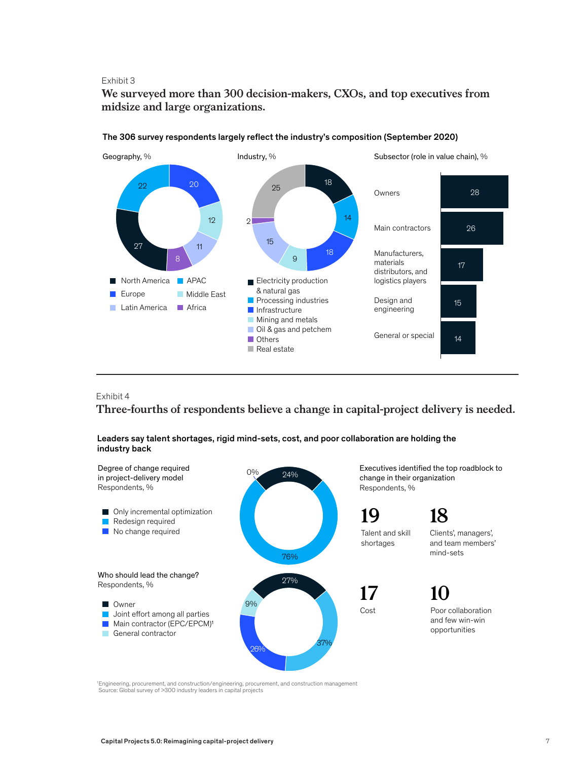Exhibit 3

## We surveyed more than 300 decision-makers, CXOs, and top executives from midsize and large organizations.

**The 306 survey respondents largely reflect the industry's composition (September 2020)**

Geography, %

| Region | % |
|---|---|
| North America | 27 |
| Europe | 20 |
| Latin America | 11 |
| APAC | 22 |
| Middle East | 12 |
| Africa | 8 |

Industry, %

| Industry | % |
|---|---|
| Electricity production & natural gas | 18 |
| Processing industries | 14 |
| Infrastructure | 18 |
| Mining and metals | 9 |
| Oil & gas and petchem | 15 |
| Others | 2 |
| Real estate | 25 |

Subsector (role in value chain), %

| Subsector | % |
|---|---|
| Owners | 28 |
| Main contractors | 26 |
| Manufacturers, materials distributors, and logistics players | 17 |
| Design and engineering | 15 |
| General or special | 14 |

Exhibit 4

## Three-fourths of respondents believe a change in capital-project delivery is needed.

**Leaders say talent shortages, rigid mind-sets, cost, and poor collaboration are holding the industry back**

Degree of change required in project-delivery model
Respondents, %

| Response | % |
|---|---|
| Only incremental optimization | 24% |
| Redesign required | 76% |
| No change required | 0% |

Who should lead the change?
Respondents, %

| Response | % |
|---|---|
| Owner | 27% |
| Joint effort among all parties | 37% |
| Main contractor (EPC/EPCM)[1] | 26% |
| General contractor | 9% |

Executives identified the top roadblock to change in their organization
Respondents, %

**19** Talent and skill shortages

**18** Clients', managers', and team members' mind-sets

**17** Cost

**10** Poor collaboration and few win-win opportunities

[1]Engineering, procurement, and construction/engineering, procurement, and construction management
Source: Global survey of >300 industry leaders in capital projects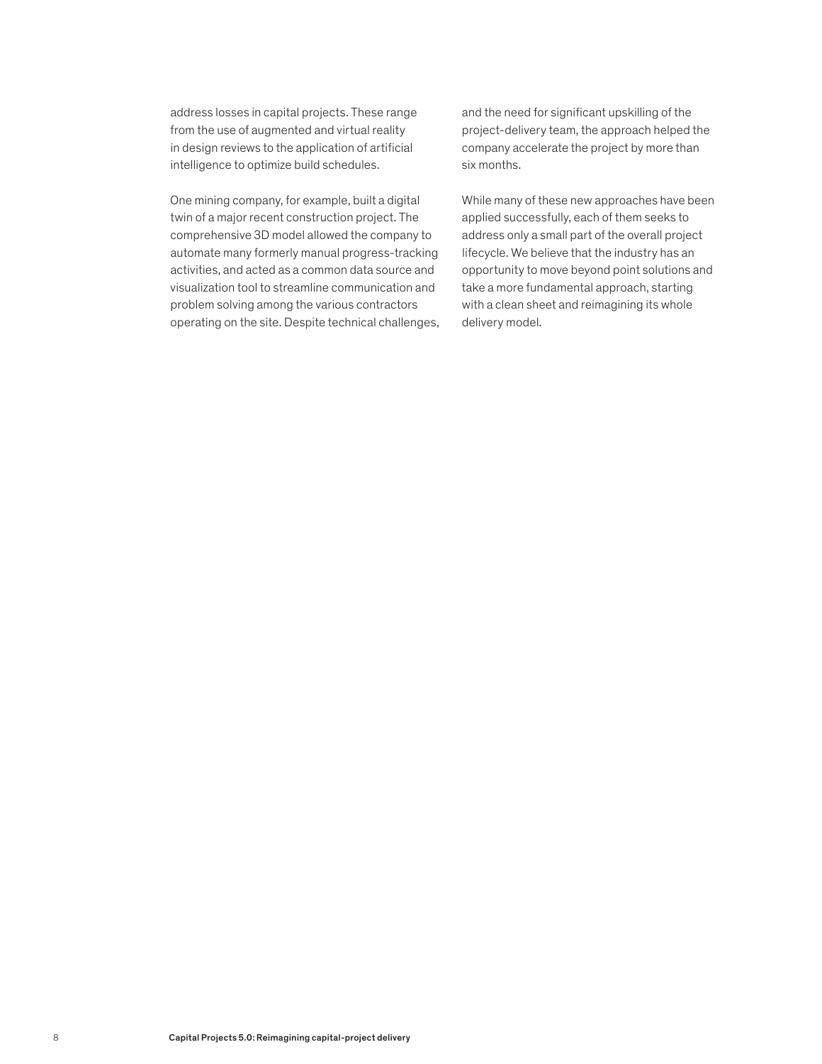address losses in capital projects. These range from the use of augmented and virtual reality in design reviews to the application of artificial intelligence to optimize build schedules.

One mining company, for example, built a digital twin of a major recent construction project. The comprehensive 3D model allowed the company to automate many formerly manual progress-tracking activities, and acted as a common data source and visualization tool to streamline communication and problem solving among the various contractors operating on the site. Despite technical challenges, and the need for significant upskilling of the project-delivery team, the approach helped the company accelerate the project by more than six months.

While many of these new approaches have been applied successfully, each of them seeks to address only a small part of the overall project lifecycle. We believe that the industry has an opportunity to move beyond point solutions and take a more fundamental approach, starting with a clean sheet and reimagining its whole delivery model.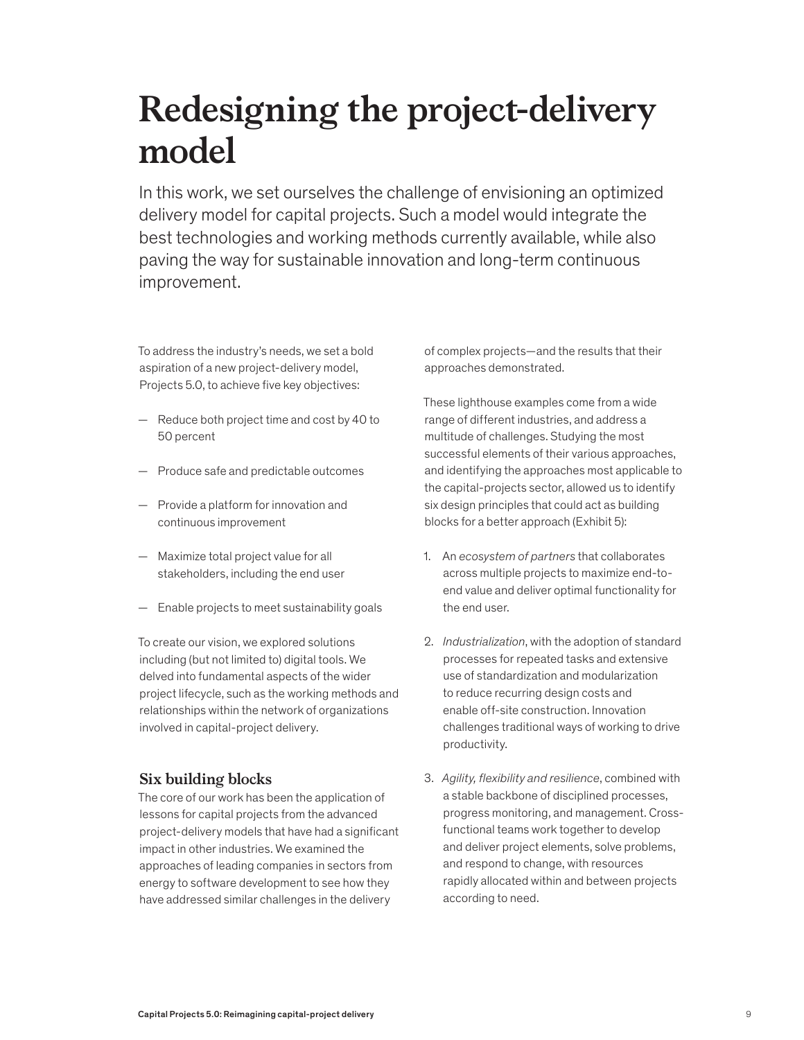# Redesigning the project-delivery model

In this work, we set ourselves the challenge of envisioning an optimized delivery model for capital projects. Such a model would integrate the best technologies and working methods currently available, while also paving the way for sustainable innovation and long-term continuous improvement.

To address the industry's needs, we set a bold aspiration of a new project-delivery model, Projects 5.0, to achieve five key objectives:

— Reduce both project time and cost by 40 to 50 percent

— Produce safe and predictable outcomes

— Provide a platform for innovation and continuous improvement

— Maximize total project value for all stakeholders, including the end user

— Enable projects to meet sustainability goals

To create our vision, we explored solutions including (but not limited to) digital tools. We delved into fundamental aspects of the wider project lifecycle, such as the working methods and relationships within the network of organizations involved in capital-project delivery.

## Six building blocks

The core of our work has been the application of lessons for capital projects from the advanced project-delivery models that have had a significant impact in other industries. We examined the approaches of leading companies in sectors from energy to software development to see how they have addressed similar challenges in the delivery of complex projects—and the results that their approaches demonstrated.

These lighthouse examples come from a wide range of different industries, and address a multitude of challenges. Studying the most successful elements of their various approaches, and identifying the approaches most applicable to the capital-projects sector, allowed us to identify six design principles that could act as building blocks for a better approach (Exhibit 5):

1. An *ecosystem of partners* that collaborates across multiple projects to maximize end-to-end value and deliver optimal functionality for the end user.

2. *Industrialization*, with the adoption of standard processes for repeated tasks and extensive use of standardization and modularization to reduce recurring design costs and enable off-site construction. Innovation challenges traditional ways of working to drive productivity.

3. *Agility, flexibility and resilience*, combined with a stable backbone of disciplined processes, progress monitoring, and management. Cross-functional teams work together to develop and deliver project elements, solve problems, and respond to change, with resources rapidly allocated within and between projects according to need.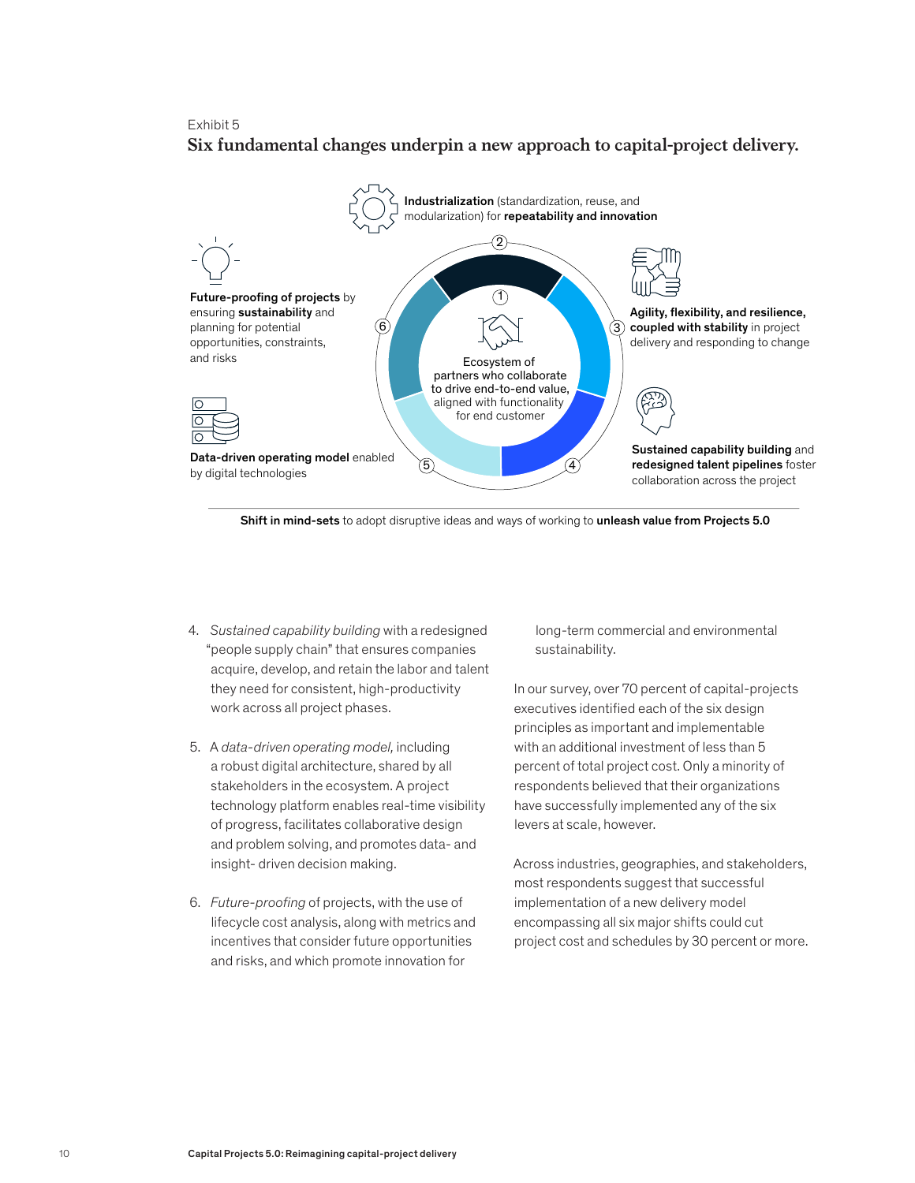Exhibit 5

**Six fundamental changes underpin a new approach to capital-project delivery.**

1. Ecosystem of partners who collaborate to drive end-to-end value, aligned with functionality for end customer
2. **Industrialization** (standardization, reuse, and modularization) for **repeatability and innovation**
3. **Agility, flexibility, and resilience, coupled with stability** in project delivery and responding to change
4. **Sustained capability building** and **redesigned talent pipelines** foster collaboration across the project
5. **Data-driven operating model** enabled by digital technologies
6. **Future-proofing of projects** by ensuring **sustainability** and planning for potential opportunities, constraints, and risks

**Shift in mind-sets** to adopt disruptive ideas and ways of working to **unleash value from Projects 5.0**

4. *Sustained capability building* with a redesigned "people supply chain" that ensures companies acquire, develop, and retain the labor and talent they need for consistent, high-productivity work across all project phases.

5. A *data-driven operating model,* including a robust digital architecture, shared by all stakeholders in the ecosystem. A project technology platform enables real-time visibility of progress, facilitates collaborative design and problem solving, and promotes data- and insight- driven decision making.

6. *Future-proofing* of projects, with the use of lifecycle cost analysis, along with metrics and incentives that consider future opportunities and risks, and which promote innovation for long-term commercial and environmental sustainability.

In our survey, over 70 percent of capital-projects executives identified each of the six design principles as important and implementable with an additional investment of less than 5 percent of total project cost. Only a minority of respondents believed that their organizations have successfully implemented any of the six levers at scale, however.

Across industries, geographies, and stakeholders, most respondents suggest that successful implementation of a new delivery model encompassing all six major shifts could cut project cost and schedules by 30 percent or more.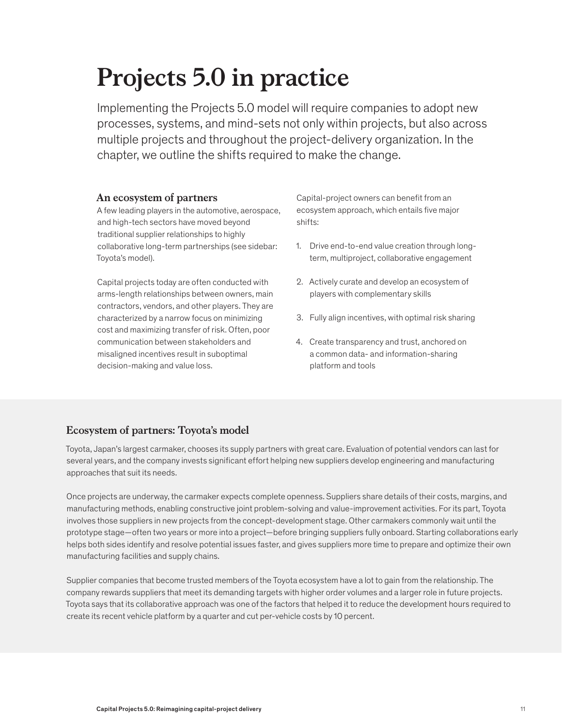# Projects 5.0 in practice

Implementing the Projects 5.0 model will require companies to adopt new processes, systems, and mind-sets not only within projects, but also across multiple projects and throughout the project-delivery organization. In the chapter, we outline the shifts required to make the change.

### An ecosystem of partners

A few leading players in the automotive, aerospace, and high-tech sectors have moved beyond traditional supplier relationships to highly collaborative long-term partnerships (see sidebar: Toyota's model).

Capital projects today are often conducted with arms-length relationships between owners, main contractors, vendors, and other players. They are characterized by a narrow focus on minimizing cost and maximizing transfer of risk. Often, poor communication between stakeholders and misaligned incentives result in suboptimal decision-making and value loss.

Capital-project owners can benefit from an ecosystem approach, which entails five major shifts:

1. Drive end-to-end value creation through long-term, multiproject, collaborative engagement
2. Actively curate and develop an ecosystem of players with complementary skills
3. Fully align incentives, with optimal risk sharing
4. Create transparency and trust, anchored on a common data- and information-sharing platform and tools

### Ecosystem of partners: Toyota's model

Toyota, Japan's largest carmaker, chooses its supply partners with great care. Evaluation of potential vendors can last for several years, and the company invests significant effort helping new suppliers develop engineering and manufacturing approaches that suit its needs.

Once projects are underway, the carmaker expects complete openness. Suppliers share details of their costs, margins, and manufacturing methods, enabling constructive joint problem-solving and value-improvement activities. For its part, Toyota involves those suppliers in new projects from the concept-development stage. Other carmakers commonly wait until the prototype stage—often two years or more into a project—before bringing suppliers fully onboard. Starting collaborations early helps both sides identify and resolve potential issues faster, and gives suppliers more time to prepare and optimize their own manufacturing facilities and supply chains.

Supplier companies that become trusted members of the Toyota ecosystem have a lot to gain from the relationship. The company rewards suppliers that meet its demanding targets with higher order volumes and a larger role in future projects. Toyota says that its collaborative approach was one of the factors that helped it to reduce the development hours required to create its recent vehicle platform by a quarter and cut per-vehicle costs by 10 percent.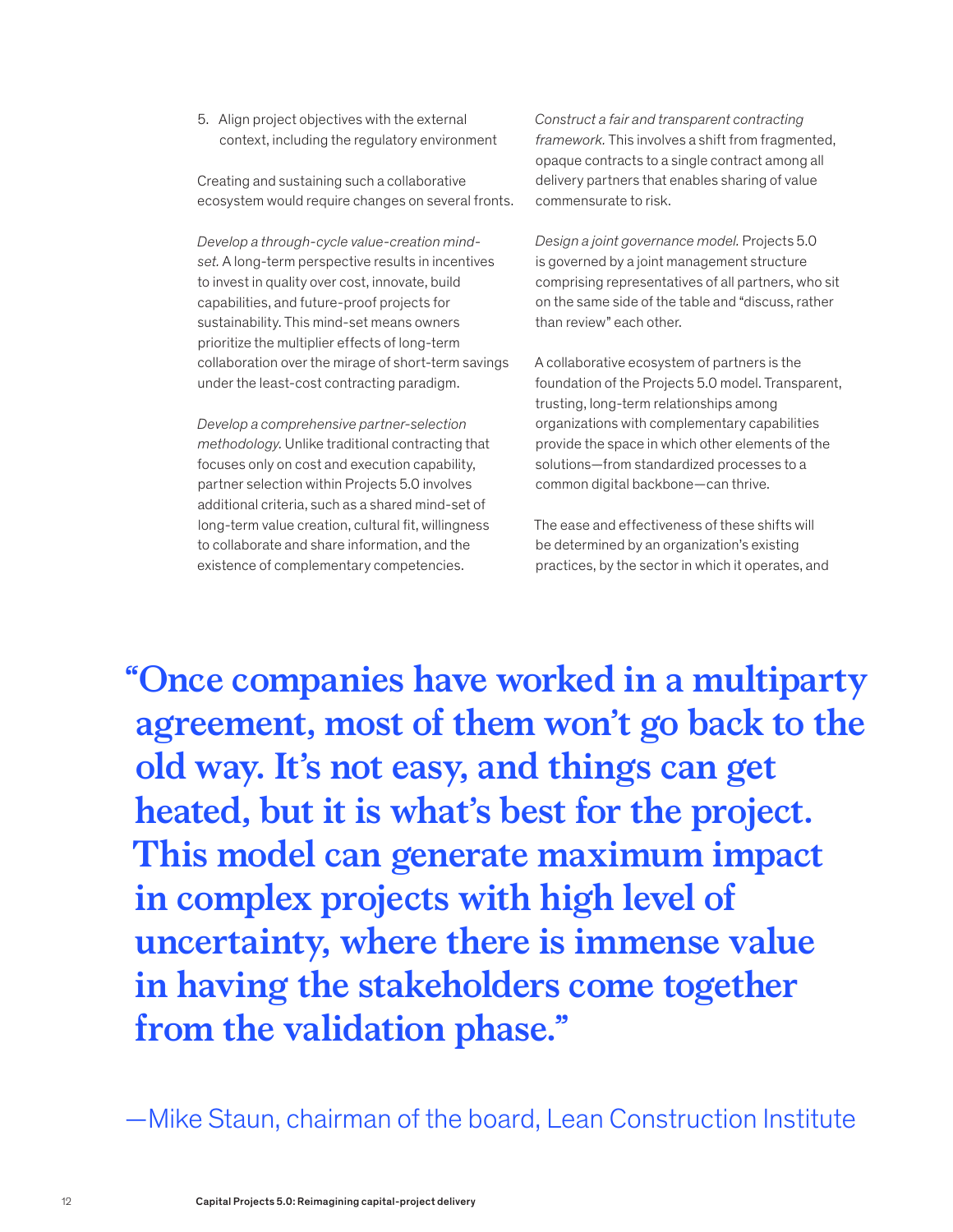5. Align project objectives with the external context, including the regulatory environment

Creating and sustaining such a collaborative ecosystem would require changes on several fronts.

*Develop a through-cycle value-creation mind-set.* A long-term perspective results in incentives to invest in quality over cost, innovate, build capabilities, and future-proof projects for sustainability. This mind-set means owners prioritize the multiplier effects of long-term collaboration over the mirage of short-term savings under the least-cost contracting paradigm.

*Develop a comprehensive partner-selection methodology.* Unlike traditional contracting that focuses only on cost and execution capability, partner selection within Projects 5.0 involves additional criteria, such as a shared mind-set of long-term value creation, cultural fit, willingness to collaborate and share information, and the existence of complementary competencies.

*Construct a fair and transparent contracting framework.* This involves a shift from fragmented, opaque contracts to a single contract among all delivery partners that enables sharing of value commensurate to risk.

*Design a joint governance model.* Projects 5.0 is governed by a joint management structure comprising representatives of all partners, who sit on the same side of the table and "discuss, rather than review" each other.

A collaborative ecosystem of partners is the foundation of the Projects 5.0 model. Transparent, trusting, long-term relationships among organizations with complementary capabilities provide the space in which other elements of the solutions—from standardized processes to a common digital backbone—can thrive.

The ease and effectiveness of these shifts will be determined by an organization's existing practices, by the sector in which it operates, and

**"Once companies have worked in a multiparty agreement, most of them won't go back to the old way. It's not easy, and things can get heated, but it is what's best for the project. This model can generate maximum impact in complex projects with high level of uncertainty, where there is immense value in having the stakeholders come together from the validation phase."**

—Mike Staun, chairman of the board, Lean Construction Institute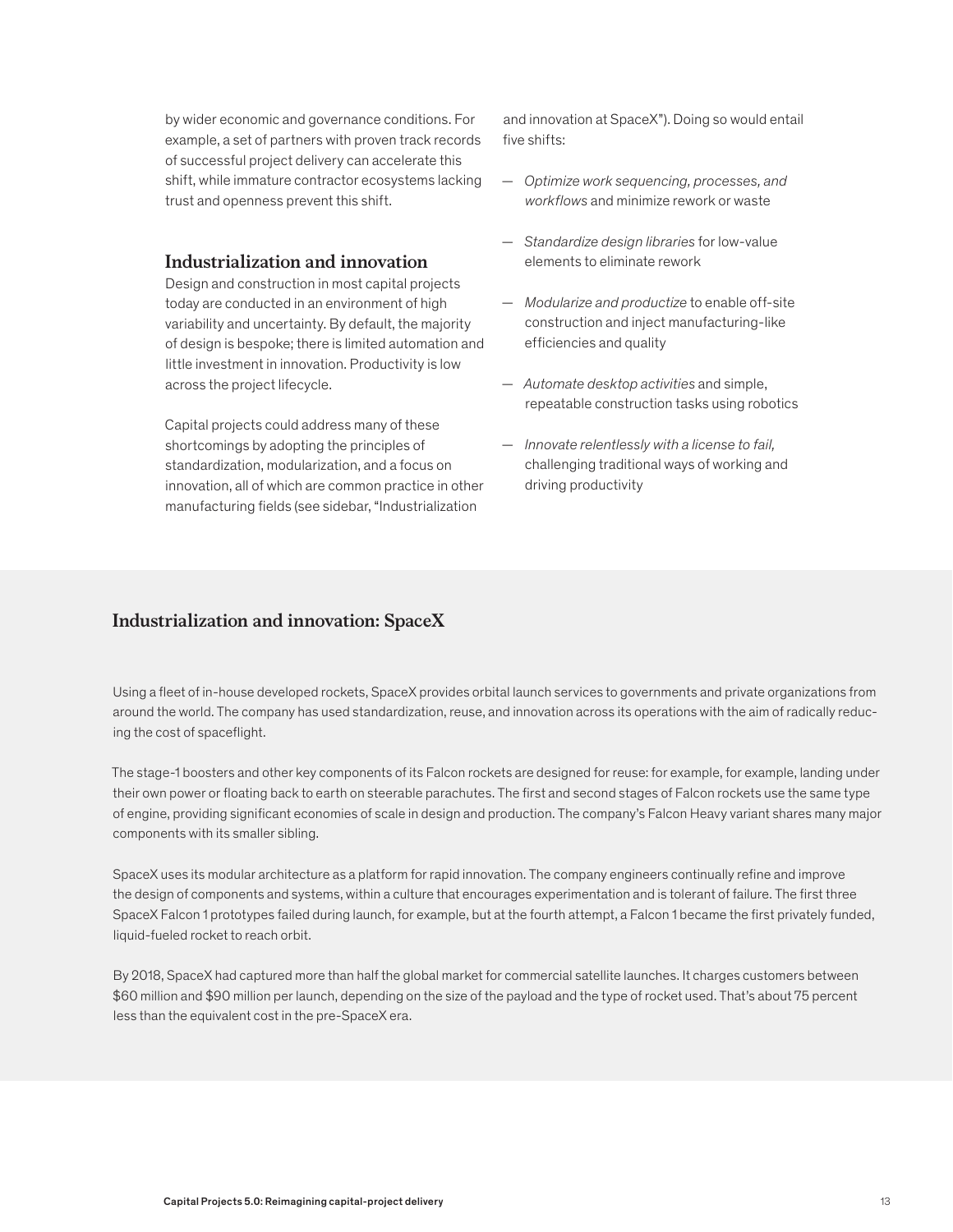by wider economic and governance conditions. For example, a set of partners with proven track records of successful project delivery can accelerate this shift, while immature contractor ecosystems lacking trust and openness prevent this shift.

## Industrialization and innovation

Design and construction in most capital projects today are conducted in an environment of high variability and uncertainty. By default, the majority of design is bespoke; there is limited automation and little investment in innovation. Productivity is low across the project lifecycle.

Capital projects could address many of these shortcomings by adopting the principles of standardization, modularization, and a focus on innovation, all of which are common practice in other manufacturing fields (see sidebar, "Industrialization and innovation at SpaceX"). Doing so would entail five shifts:

— *Optimize work sequencing, processes, and workflows* and minimize rework or waste

— *Standardize design libraries* for low-value elements to eliminate rework

— *Modularize and productize* to enable off-site construction and inject manufacturing-like efficiencies and quality

— *Automate desktop activities* and simple, repeatable construction tasks using robotics

— *Innovate relentlessly with a license to fail,* challenging traditional ways of working and driving productivity

## Industrialization and innovation: SpaceX

Using a fleet of in-house developed rockets, SpaceX provides orbital launch services to governments and private organizations from around the world. The company has used standardization, reuse, and innovation across its operations with the aim of radically reducing the cost of spaceflight.

The stage-1 boosters and other key components of its Falcon rockets are designed for reuse: for example, for example, landing under their own power or floating back to earth on steerable parachutes. The first and second stages of Falcon rockets use the same type of engine, providing significant economies of scale in design and production. The company's Falcon Heavy variant shares many major components with its smaller sibling.

SpaceX uses its modular architecture as a platform for rapid innovation. The company engineers continually refine and improve the design of components and systems, within a culture that encourages experimentation and is tolerant of failure. The first three SpaceX Falcon 1 prototypes failed during launch, for example, but at the fourth attempt, a Falcon 1 became the first privately funded, liquid-fueled rocket to reach orbit.

By 2018, SpaceX had captured more than half the global market for commercial satellite launches. It charges customers between $60 million and $90 million per launch, depending on the size of the payload and the type of rocket used. That's about 75 percent less than the equivalent cost in the pre-SpaceX era.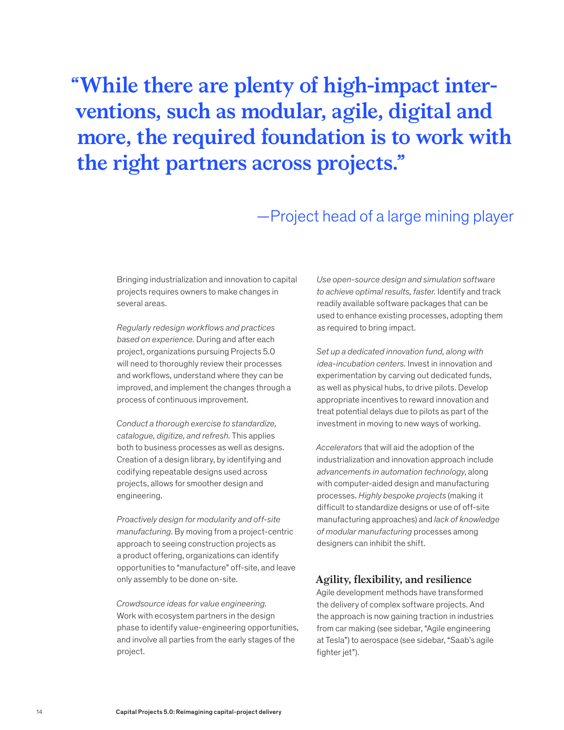> **"While there are plenty of high-impact interventions, such as modular, agile, digital and more, the required foundation is to work with the right partners across projects."**
>
> —Project head of a large mining player

Bringing industrialization and innovation to capital projects requires owners to make changes in several areas.

*Regularly redesign workflows and practices based on experience.* During and after each project, organizations pursuing Projects 5.0 will need to thoroughly review their processes and workflows, understand where they can be improved, and implement the changes through a process of continuous improvement.

*Conduct a thorough exercise to standardize, catalogue, digitize, and refresh.* This applies both to business processes as well as designs. Creation of a design library, by identifying and codifying repeatable designs used across projects, allows for smoother design and engineering.

*Proactively design for modularity and off-site manufacturing.* By moving from a project-centric approach to seeing construction projects as a product offering, organizations can identify opportunities to "manufacture" off-site, and leave only assembly to be done on-site.

*Crowdsource ideas for value engineering.* Work with ecosystem partners in the design phase to identify value-engineering opportunities, and involve all parties from the early stages of the project.

*Use open-source design and simulation software to achieve optimal results, faster.* Identify and track readily available software packages that can be used to enhance existing processes, adopting them as required to bring impact.

*Set up a dedicated innovation fund, along with idea-incubation centers.* Invest in innovation and experimentation by carving out dedicated funds, as well as physical hubs, to drive pilots. Develop appropriate incentives to reward innovation and treat potential delays due to pilots as part of the investment in moving to new ways of working.

*Accelerators* that will aid the adoption of the industrialization and innovation approach include *advancements in automation technology*, along with computer-aided design and manufacturing processes. *Highly bespoke projects* (making it difficult to standardize designs or use of off-site manufacturing approaches) and *lack of knowledge of modular manufacturing* processes among designers can inhibit the shift.

## Agility, flexibility, and resilience

Agile development methods have transformed the delivery of complex software projects. And the approach is now gaining traction in industries from car making (see sidebar, "Agile engineering at Tesla") to aerospace (see sidebar, "Saab's agile fighter jet").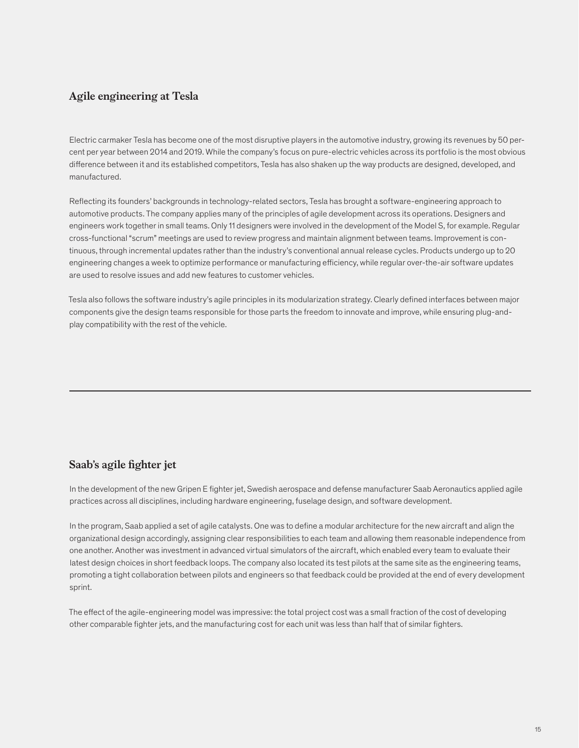## Agile engineering at Tesla

Electric carmaker Tesla has become one of the most disruptive players in the automotive industry, growing its revenues by 50 percent per year between 2014 and 2019. While the company's focus on pure-electric vehicles across its portfolio is the most obvious difference between it and its established competitors, Tesla has also shaken up the way products are designed, developed, and manufactured.

Reflecting its founders' backgrounds in technology-related sectors, Tesla has brought a software-engineering approach to automotive products. The company applies many of the principles of agile development across its operations. Designers and engineers work together in small teams. Only 11 designers were involved in the development of the Model S, for example. Regular cross-functional "scrum" meetings are used to review progress and maintain alignment between teams. Improvement is continuous, through incremental updates rather than the industry's conventional annual release cycles. Products undergo up to 20 engineering changes a week to optimize performance or manufacturing efficiency, while regular over-the-air software updates are used to resolve issues and add new features to customer vehicles.

Tesla also follows the software industry's agile principles in its modularization strategy. Clearly defined interfaces between major components give the design teams responsible for those parts the freedom to innovate and improve, while ensuring plug-and-play compatibility with the rest of the vehicle.

---

## Saab's agile fighter jet

In the development of the new Gripen E fighter jet, Swedish aerospace and defense manufacturer Saab Aeronautics applied agile practices across all disciplines, including hardware engineering, fuselage design, and software development.

In the program, Saab applied a set of agile catalysts. One was to define a modular architecture for the new aircraft and align the organizational design accordingly, assigning clear responsibilities to each team and allowing them reasonable independence from one another. Another was investment in advanced virtual simulators of the aircraft, which enabled every team to evaluate their latest design choices in short feedback loops. The company also located its test pilots at the same site as the engineering teams, promoting a tight collaboration between pilots and engineers so that feedback could be provided at the end of every development sprint.

The effect of the agile-engineering model was impressive: the total project cost was a small fraction of the cost of developing other comparable fighter jets, and the manufacturing cost for each unit was less than half that of similar fighters.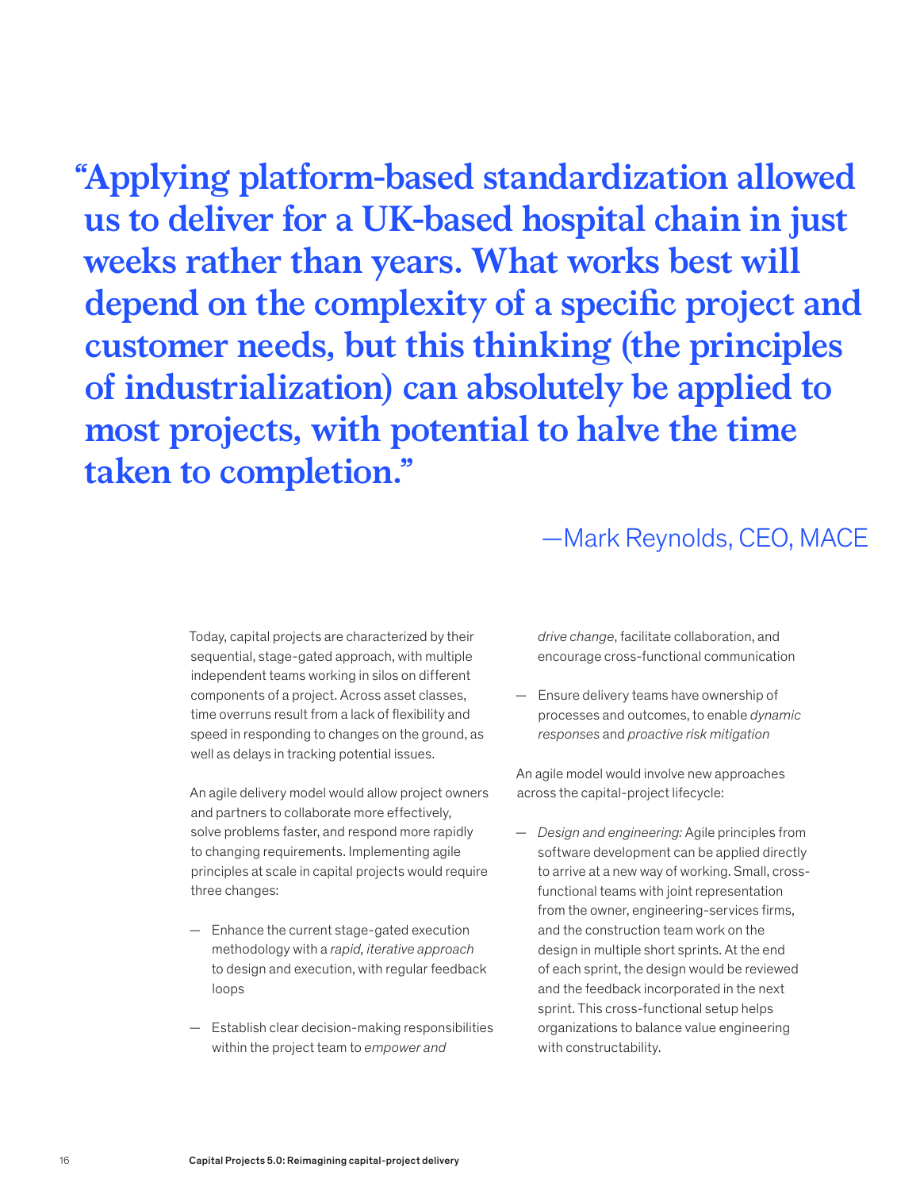**“Applying platform-based standardization allowed us to deliver for a UK-based hospital chain in just weeks rather than years. What works best will depend on the complexity of a specific project and customer needs, but this thinking (the principles of industrialization) can absolutely be applied to most projects, with potential to halve the time taken to completion.”**

—Mark Reynolds, CEO, MACE

Today, capital projects are characterized by their sequential, stage-gated approach, with multiple independent teams working in silos on different components of a project. Across asset classes, time overruns result from a lack of flexibility and speed in responding to changes on the ground, as well as delays in tracking potential issues.

An agile delivery model would allow project owners and partners to collaborate more effectively, solve problems faster, and respond more rapidly to changing requirements. Implementing agile principles at scale in capital projects would require three changes:

— Enhance the current stage-gated execution methodology with a *rapid, iterative approach* to design and execution, with regular feedback loops

— Establish clear decision-making responsibilities within the project team to *empower and drive change*, facilitate collaboration, and encourage cross-functional communication

— Ensure delivery teams have ownership of processes and outcomes, to enable *dynamic responses* and *proactive risk mitigation*

An agile model would involve new approaches across the capital-project lifecycle:

— *Design and engineering:* Agile principles from software development can be applied directly to arrive at a new way of working. Small, cross-functional teams with joint representation from the owner, engineering-services firms, and the construction team work on the design in multiple short sprints. At the end of each sprint, the design would be reviewed and the feedback incorporated in the next sprint. This cross-functional setup helps organizations to balance value engineering with constructability.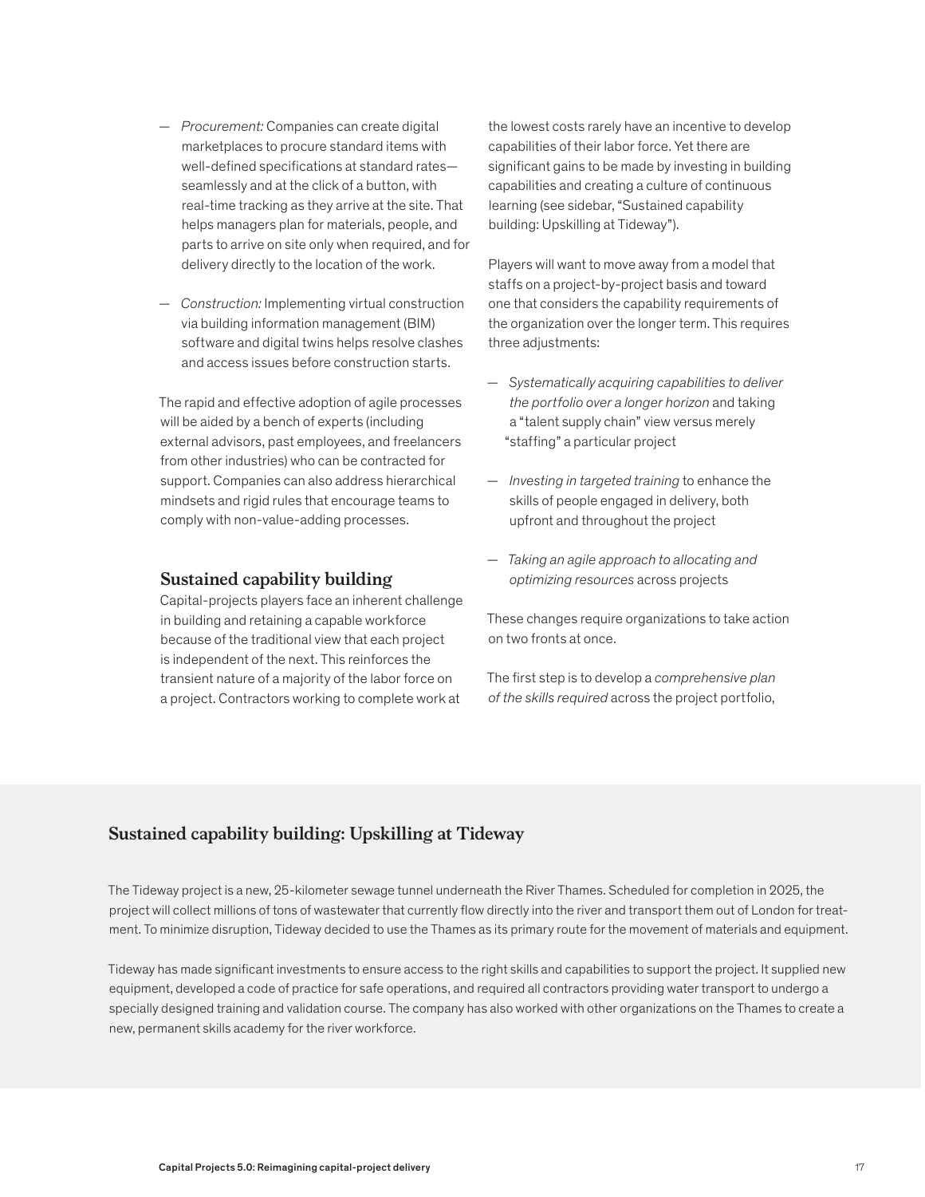- *Procurement:* Companies can create digital marketplaces to procure standard items with well-defined specifications at standard rates—seamlessly and at the click of a button, with real-time tracking as they arrive at the site. That helps managers plan for materials, people, and parts to arrive on site only when required, and for delivery directly to the location of the work.

- *Construction:* Implementing virtual construction via building information management (BIM) software and digital twins helps resolve clashes and access issues before construction starts.

The rapid and effective adoption of agile processes will be aided by a bench of experts (including external advisors, past employees, and freelancers from other industries) who can be contracted for support. Companies can also address hierarchical mindsets and rigid rules that encourage teams to comply with non-value-adding processes.

## Sustained capability building

Capital-projects players face an inherent challenge in building and retaining a capable workforce because of the traditional view that each project is independent of the next. This reinforces the transient nature of a majority of the labor force on a project. Contractors working to complete work at the lowest costs rarely have an incentive to develop capabilities of their labor force. Yet there are significant gains to be made by investing in building capabilities and creating a culture of continuous learning (see sidebar, "Sustained capability building: Upskilling at Tideway").

Players will want to move away from a model that staffs on a project-by-project basis and toward one that considers the capability requirements of the organization over the longer term. This requires three adjustments:

- *Systematically acquiring capabilities to deliver the portfolio over a longer horizon* and taking a "talent supply chain" view versus merely "staffing" a particular project

- *Investing in targeted training* to enhance the skills of people engaged in delivery, both upfront and throughout the project

- *Taking an agile approach to allocating and optimizing resources* across projects

These changes require organizations to take action on two fronts at once.

The first step is to develop a *comprehensive plan of the skills required* across the project portfolio,

### Sustained capability building: Upskilling at Tideway

The Tideway project is a new, 25-kilometer sewage tunnel underneath the River Thames. Scheduled for completion in 2025, the project will collect millions of tons of wastewater that currently flow directly into the river and transport them out of London for treatment. To minimize disruption, Tideway decided to use the Thames as its primary route for the movement of materials and equipment.

Tideway has made significant investments to ensure access to the right skills and capabilities to support the project. It supplied new equipment, developed a code of practice for safe operations, and required all contractors providing water transport to undergo a specially designed training and validation course. The company has also worked with other organizations on the Thames to create a new, permanent skills academy for the river workforce.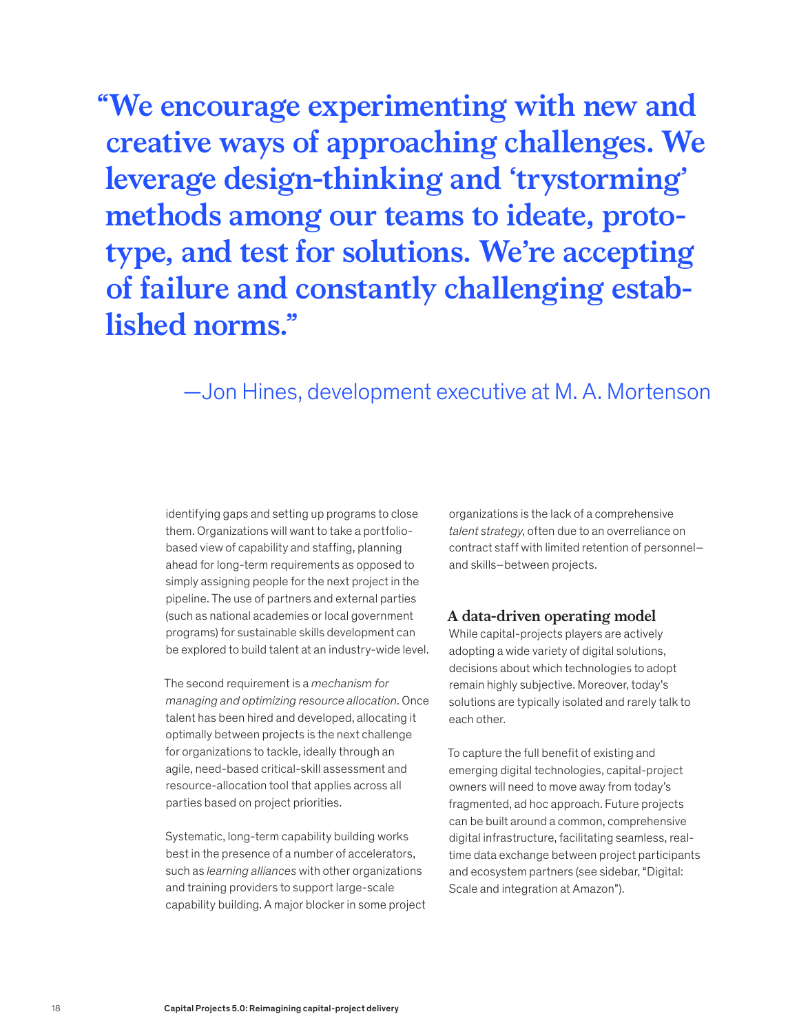**“We encourage experimenting with new and creative ways of approaching challenges. We leverage design-thinking and ‘trystorming’ methods among our teams to ideate, prototype, and test for solutions. We’re accepting of failure and constantly challenging established norms.”**

—Jon Hines, development executive at M. A. Mortenson

identifying gaps and setting up programs to close them. Organizations will want to take a portfolio-based view of capability and staffing, planning ahead for long-term requirements as opposed to simply assigning people for the next project in the pipeline. The use of partners and external parties (such as national academies or local government programs) for sustainable skills development can be explored to build talent at an industry-wide level.

The second requirement is a *mechanism for managing and optimizing resource allocation*. Once talent has been hired and developed, allocating it optimally between projects is the next challenge for organizations to tackle, ideally through an agile, need-based critical-skill assessment and resource-allocation tool that applies across all parties based on project priorities.

Systematic, long-term capability building works best in the presence of a number of accelerators, such as *learning alliances* with other organizations and training providers to support large-scale capability building. A major blocker in some project organizations is the lack of a comprehensive *talent strategy*, often due to an overreliance on contract staff with limited retention of personnel—and skills—between projects.

### A data-driven operating model

While capital-projects players are actively adopting a wide variety of digital solutions, decisions about which technologies to adopt remain highly subjective. Moreover, today’s solutions are typically isolated and rarely talk to each other.

To capture the full benefit of existing and emerging digital technologies, capital-project owners will need to move away from today’s fragmented, ad hoc approach. Future projects can be built around a common, comprehensive digital infrastructure, facilitating seamless, real-time data exchange between project participants and ecosystem partners (see sidebar, “Digital: Scale and integration at Amazon”).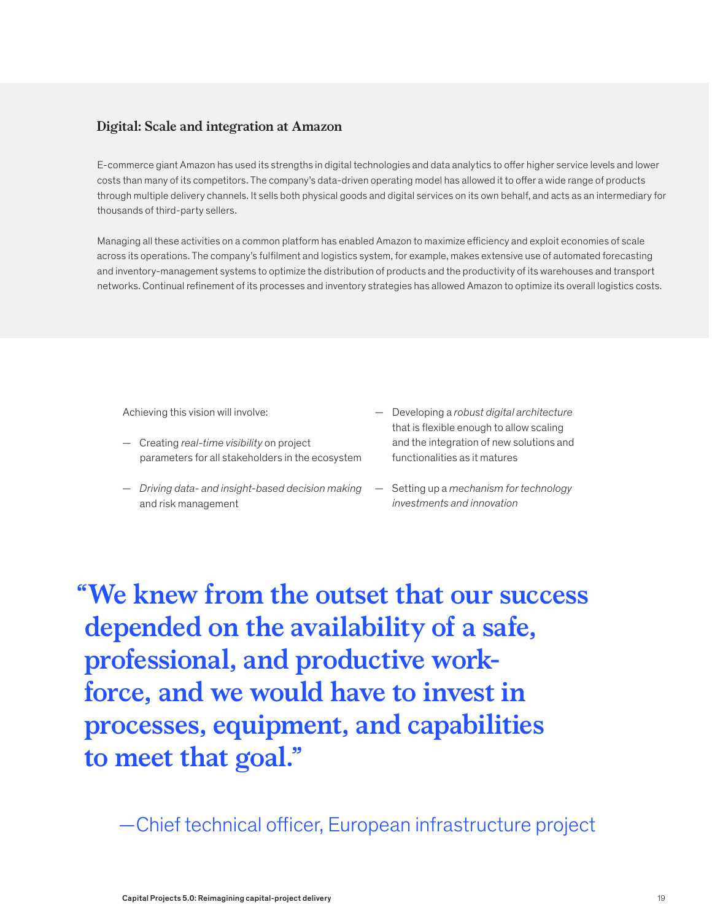### Digital: Scale and integration at Amazon

E-commerce giant Amazon has used its strengths in digital technologies and data analytics to offer higher service levels and lower costs than many of its competitors. The company's data-driven operating model has allowed it to offer a wide range of products through multiple delivery channels. It sells both physical goods and digital services on its own behalf, and acts as an intermediary for thousands of third-party sellers.

Managing all these activities on a common platform has enabled Amazon to maximize efficiency and exploit economies of scale across its operations. The company's fulfilment and logistics system, for example, makes extensive use of automated forecasting and inventory-management systems to optimize the distribution of products and the productivity of its warehouses and transport networks. Continual refinement of its processes and inventory strategies has allowed Amazon to optimize its overall logistics costs.

Achieving this vision will involve:

- Creating *real-time visibility* on project parameters for all stakeholders in the ecosystem
- *Driving data- and insight-based decision making* and risk management
- Developing a *robust digital architecture* that is flexible enough to allow scaling and the integration of new solutions and functionalities as it matures
- Setting up a *mechanism for technology investments and innovation*

> **"We knew from the outset that our success depended on the availability of a safe, professional, and productive work-force, and we would have to invest in processes, equipment, and capabilities to meet that goal."**
>
> —Chief technical officer, European infrastructure project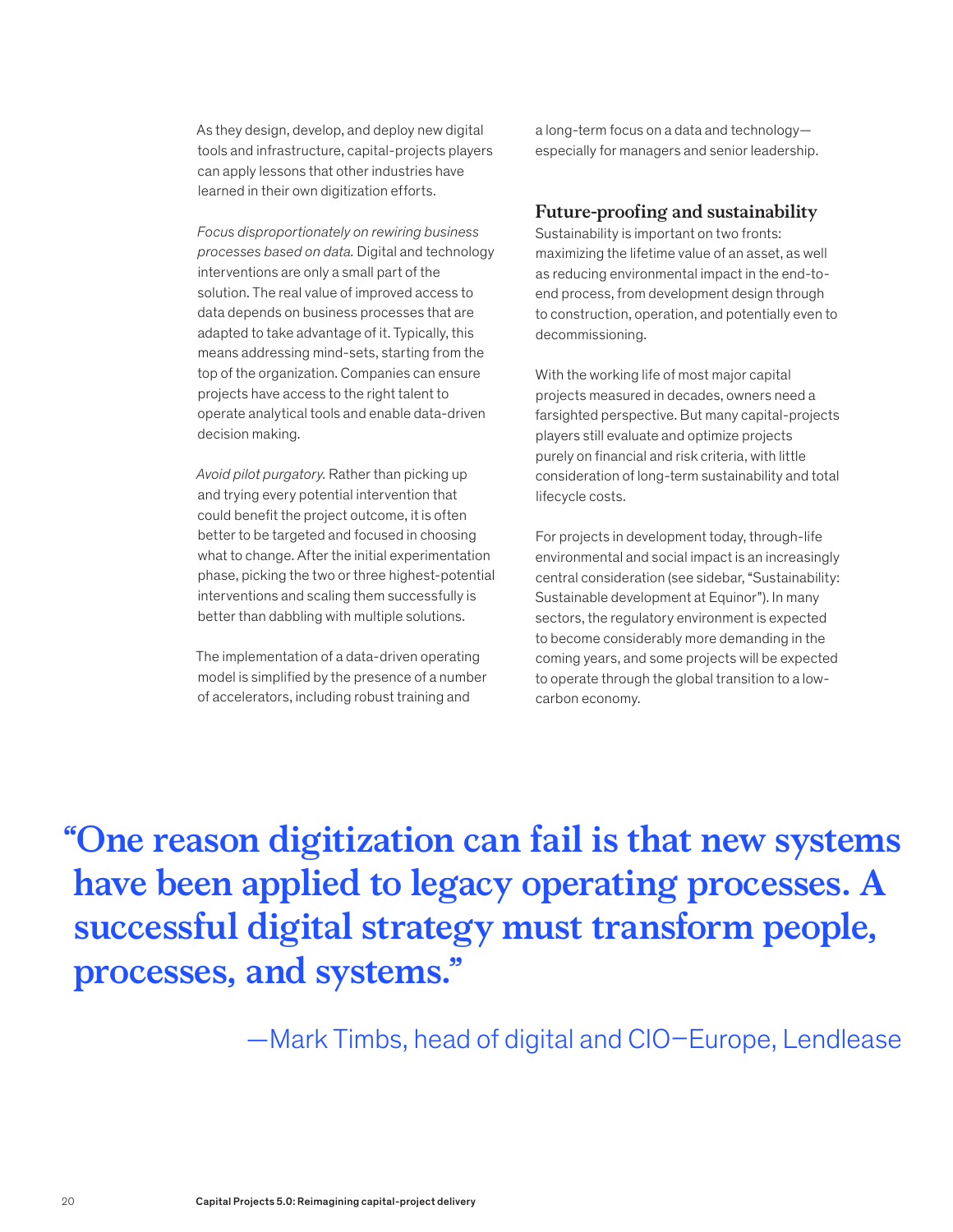As they design, develop, and deploy new digital tools and infrastructure, capital-projects players can apply lessons that other industries have learned in their own digitization efforts.

*Focus disproportionately on rewiring business processes based on data.* Digital and technology interventions are only a small part of the solution. The real value of improved access to data depends on business processes that are adapted to take advantage of it. Typically, this means addressing mind-sets, starting from the top of the organization. Companies can ensure projects have access to the right talent to operate analytical tools and enable data-driven decision making.

*Avoid pilot purgatory.* Rather than picking up and trying every potential intervention that could benefit the project outcome, it is often better to be targeted and focused in choosing what to change. After the initial experimentation phase, picking the two or three highest-potential interventions and scaling them successfully is better than dabbling with multiple solutions.

The implementation of a data-driven operating model is simplified by the presence of a number of accelerators, including robust training and a long-term focus on a data and technology—especially for managers and senior leadership.

## Future-proofing and sustainability

Sustainability is important on two fronts: maximizing the lifetime value of an asset, as well as reducing environmental impact in the end-to-end process, from development design through to construction, operation, and potentially even to decommissioning.

With the working life of most major capital projects measured in decades, owners need a farsighted perspective. But many capital-projects players still evaluate and optimize projects purely on financial and risk criteria, with little consideration of long-term sustainability and total lifecycle costs.

For projects in development today, through-life environmental and social impact is an increasingly central consideration (see sidebar, "Sustainability: Sustainable development at Equinor"). In many sectors, the regulatory environment is expected to become considerably more demanding in the coming years, and some projects will be expected to operate through the global transition to a low-carbon economy.

> **"One reason digitization can fail is that new systems have been applied to legacy operating processes. A successful digital strategy must transform people, processes, and systems."**
>
> —Mark Timbs, head of digital and CIO—Europe, Lendlease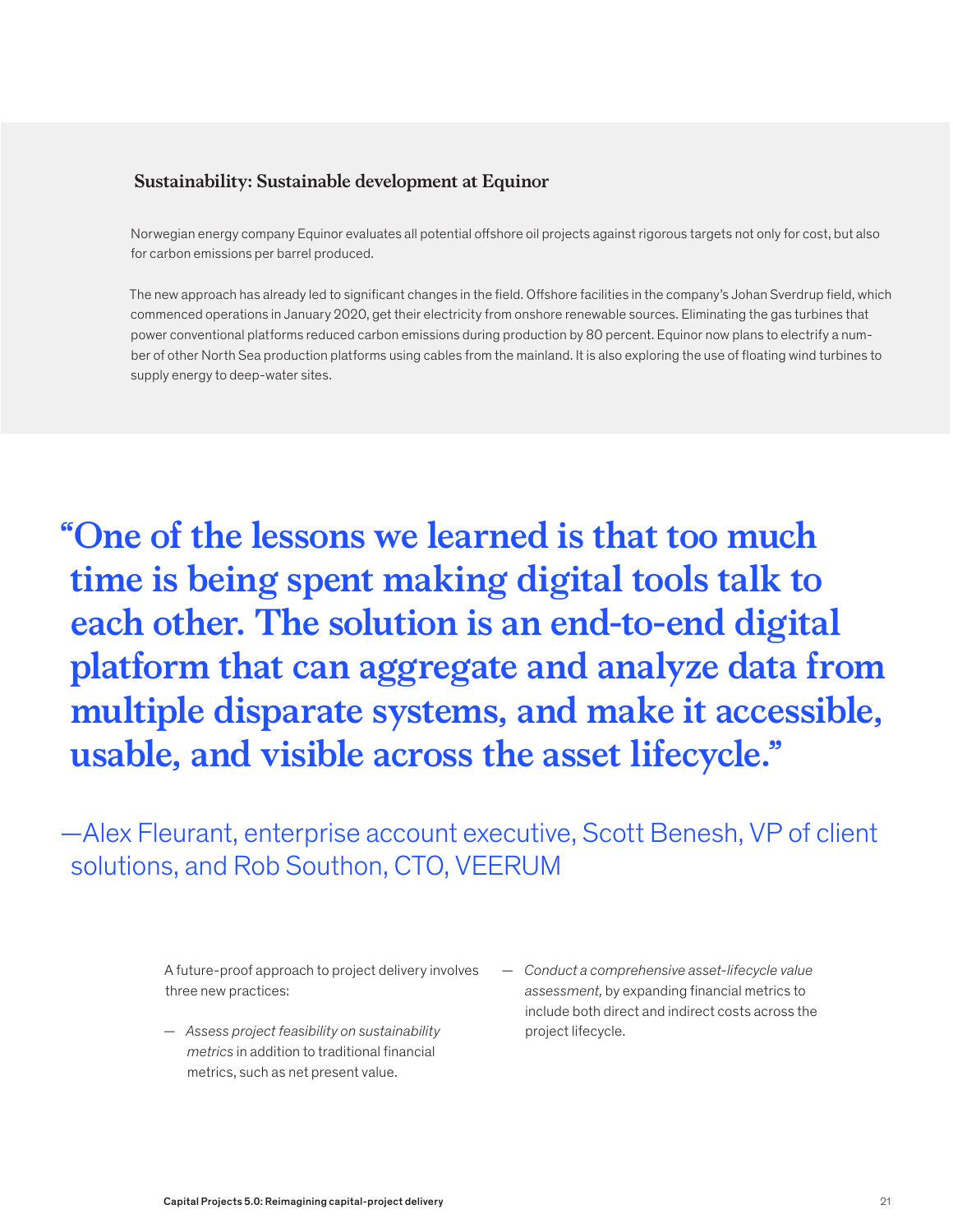### Sustainability: Sustainable development at Equinor

Norwegian energy company Equinor evaluates all potential offshore oil projects against rigorous targets not only for cost, but also for carbon emissions per barrel produced.

The new approach has already led to significant changes in the field. Offshore facilities in the company's Johan Sverdrup field, which commenced operations in January 2020, get their electricity from onshore renewable sources. Eliminating the gas turbines that power conventional platforms reduced carbon emissions during production by 80 percent. Equinor now plans to electrify a number of other North Sea production platforms using cables from the mainland. It is also exploring the use of floating wind turbines to supply energy to deep-water sites.

> **"One of the lessons we learned is that too much time is being spent making digital tools talk to each other. The solution is an end-to-end digital platform that can aggregate and analyze data from multiple disparate systems, and make it accessible, usable, and visible across the asset lifecycle."**
>
> —Alex Fleurant, enterprise account executive, Scott Benesh, VP of client solutions, and Rob Southon, CTO, VEERUM

A future-proof approach to project delivery involves three new practices:

- *Assess project feasibility on sustainability metrics* in addition to traditional financial metrics, such as net present value.
- *Conduct a comprehensive asset-lifecycle value assessment,* by expanding financial metrics to include both direct and indirect costs across the project lifecycle.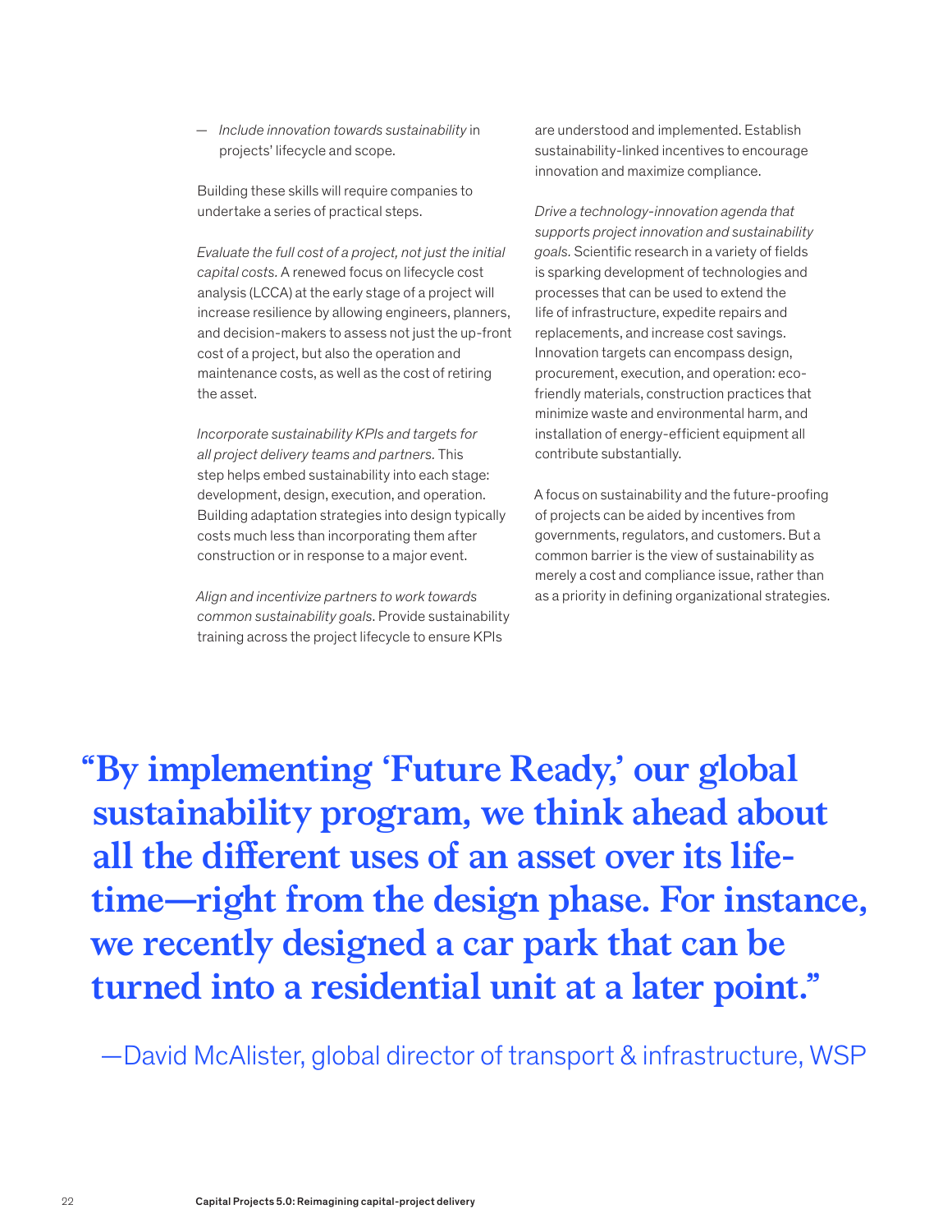- *Include innovation towards sustainability* in projects' lifecycle and scope.

Building these skills will require companies to undertake a series of practical steps.

*Evaluate the full cost of a project, not just the initial capital costs.* A renewed focus on lifecycle cost analysis (LCCA) at the early stage of a project will increase resilience by allowing engineers, planners, and decision-makers to assess not just the up-front cost of a project, but also the operation and maintenance costs, as well as the cost of retiring the asset.

*Incorporate sustainability KPIs and targets for all project delivery teams and partners.* This step helps embed sustainability into each stage: development, design, execution, and operation. Building adaptation strategies into design typically costs much less than incorporating them after construction or in response to a major event.

*Align and incentivize partners to work towards common sustainability goals.* Provide sustainability training across the project lifecycle to ensure KPIs are understood and implemented. Establish sustainability-linked incentives to encourage innovation and maximize compliance.

*Drive a technology-innovation agenda that supports project innovation and sustainability goals.* Scientific research in a variety of fields is sparking development of technologies and processes that can be used to extend the life of infrastructure, expedite repairs and replacements, and increase cost savings. Innovation targets can encompass design, procurement, execution, and operation: eco-friendly materials, construction practices that minimize waste and environmental harm, and installation of energy-efficient equipment all contribute substantially.

A focus on sustainability and the future-proofing of projects can be aided by incentives from governments, regulators, and customers. But a common barrier is the view of sustainability as merely a cost and compliance issue, rather than as a priority in defining organizational strategies.

> **"By implementing 'Future Ready,' our global sustainability program, we think ahead about all the different uses of an asset over its lifetime—right from the design phase. For instance, we recently designed a car park that can be turned into a residential unit at a later point."**
>
> —David McAlister, global director of transport & infrastructure, WSP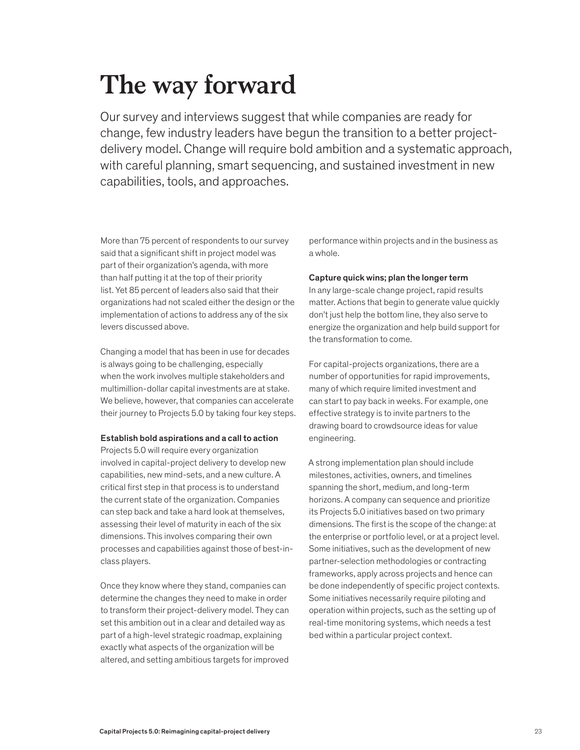# The way forward

Our survey and interviews suggest that while companies are ready for change, few industry leaders have begun the transition to a better project-delivery model. Change will require bold ambition and a systematic approach, with careful planning, smart sequencing, and sustained investment in new capabilities, tools, and approaches.

More than 75 percent of respondents to our survey said that a significant shift in project model was part of their organization's agenda, with more than half putting it at the top of their priority list. Yet 85 percent of leaders also said that their organizations had not scaled either the design or the implementation of actions to address any of the six levers discussed above.

Changing a model that has been in use for decades is always going to be challenging, especially when the work involves multiple stakeholders and multimillion-dollar capital investments are at stake. We believe, however, that companies can accelerate their journey to Projects 5.0 by taking four key steps.

**Establish bold aspirations and a call to action**

Projects 5.0 will require every organization involved in capital-project delivery to develop new capabilities, new mind-sets, and a new culture. A critical first step in that process is to understand the current state of the organization. Companies can step back and take a hard look at themselves, assessing their level of maturity in each of the six dimensions. This involves comparing their own processes and capabilities against those of best-in-class players.

Once they know where they stand, companies can determine the changes they need to make in order to transform their project-delivery model. They can set this ambition out in a clear and detailed way as part of a high-level strategic roadmap, explaining exactly what aspects of the organization will be altered, and setting ambitious targets for improved performance within projects and in the business as a whole.

**Capture quick wins; plan the longer term**

In any large-scale change project, rapid results matter. Actions that begin to generate value quickly don't just help the bottom line, they also serve to energize the organization and help build support for the transformation to come.

For capital-projects organizations, there are a number of opportunities for rapid improvements, many of which require limited investment and can start to pay back in weeks. For example, one effective strategy is to invite partners to the drawing board to crowdsource ideas for value engineering.

A strong implementation plan should include milestones, activities, owners, and timelines spanning the short, medium, and long-term horizons. A company can sequence and prioritize its Projects 5.0 initiatives based on two primary dimensions. The first is the scope of the change: at the enterprise or portfolio level, or at a project level. Some initiatives, such as the development of new partner-selection methodologies or contracting frameworks, apply across projects and hence can be done independently of specific project contexts. Some initiatives necessarily require piloting and operation within projects, such as the setting up of real-time monitoring systems, which needs a test bed within a particular project context.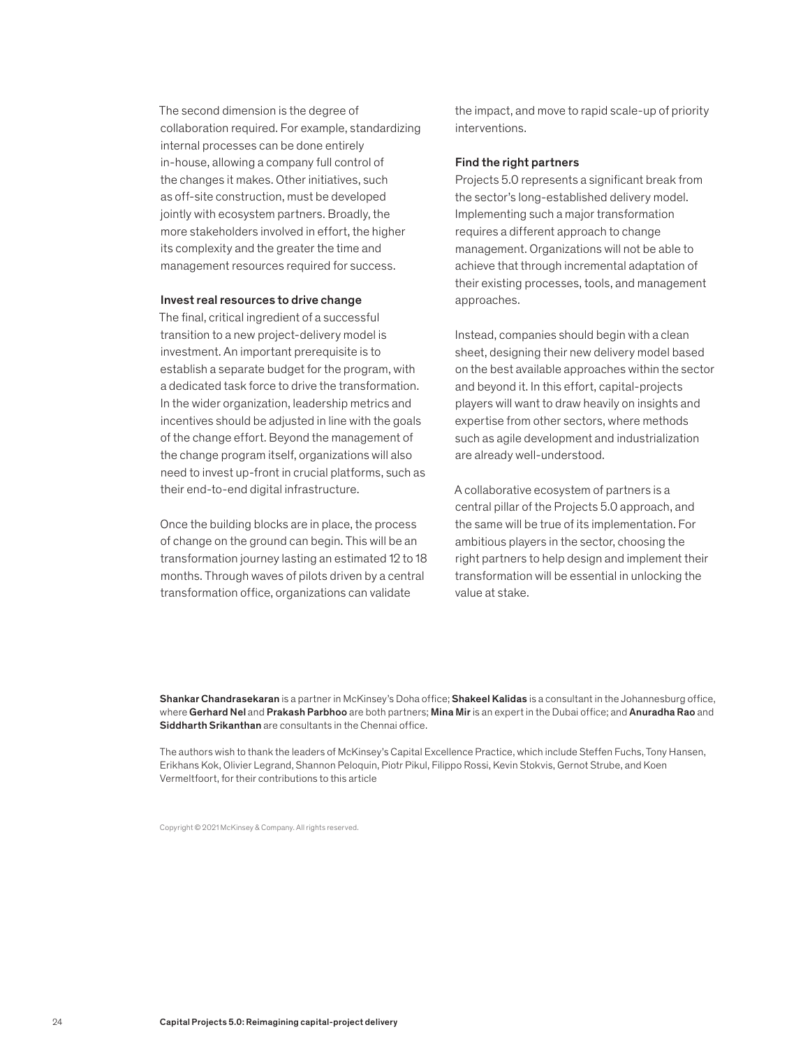The second dimension is the degree of collaboration required. For example, standardizing internal processes can be done entirely in-house, allowing a company full control of the changes it makes. Other initiatives, such as off-site construction, must be developed jointly with ecosystem partners. Broadly, the more stakeholders involved in effort, the higher its complexity and the greater the time and management resources required for success.

### Invest real resources to drive change

The final, critical ingredient of a successful transition to a new project-delivery model is investment. An important prerequisite is to establish a separate budget for the program, with a dedicated task force to drive the transformation. In the wider organization, leadership metrics and incentives should be adjusted in line with the goals of the change effort. Beyond the management of the change program itself, organizations will also need to invest up-front in crucial platforms, such as their end-to-end digital infrastructure.

Once the building blocks are in place, the process of change on the ground can begin. This will be an transformation journey lasting an estimated 12 to 18 months. Through waves of pilots driven by a central transformation office, organizations can validate the impact, and move to rapid scale-up of priority interventions.

### Find the right partners

Projects 5.0 represents a significant break from the sector's long-established delivery model. Implementing such a major transformation requires a different approach to change management. Organizations will not be able to achieve that through incremental adaptation of their existing processes, tools, and management approaches.

Instead, companies should begin with a clean sheet, designing their new delivery model based on the best available approaches within the sector and beyond it. In this effort, capital-projects players will want to draw heavily on insights and expertise from other sectors, where methods such as agile development and industrialization are already well-understood.

A collaborative ecosystem of partners is a central pillar of the Projects 5.0 approach, and the same will be true of its implementation. For ambitious players in the sector, choosing the right partners to help design and implement their transformation will be essential in unlocking the value at stake.

**Shankar Chandrasekaran** is a partner in McKinsey's Doha office; **Shakeel Kalidas** is a consultant in the Johannesburg office, where **Gerhard Nel** and **Prakash Parbhoo** are both partners; **Mina Mir** is an expert in the Dubai office; and **Anuradha Rao** and **Siddharth Srikanthan** are consultants in the Chennai office.

The authors wish to thank the leaders of McKinsey's Capital Excellence Practice, which include Steffen Fuchs, Tony Hansen, Erikhans Kok, Olivier Legrand, Shannon Peloquin, Piotr Pikul, Filippo Rossi, Kevin Stokvis, Gernot Strube, and Koen Vermeltfoort, for their contributions to this article

Copyright © 2021 McKinsey & Company. All rights reserved.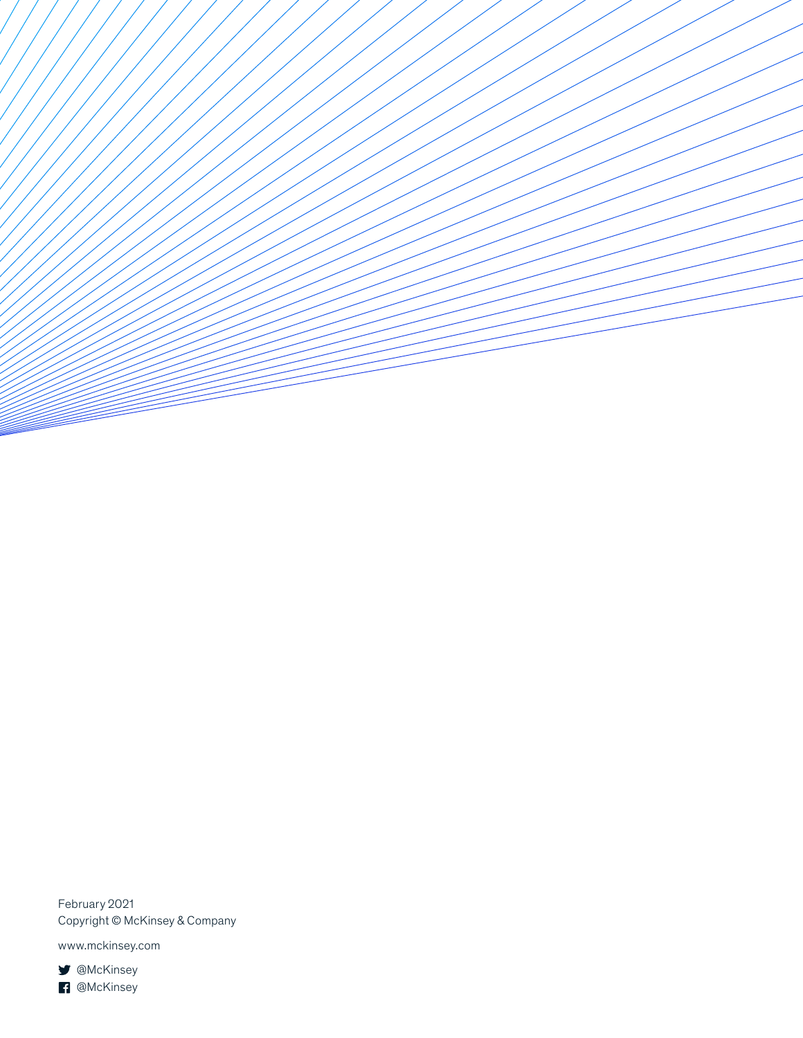February 2021
Copyright © McKinsey & Company

www.mckinsey.com

@McKinsey
@McKinsey